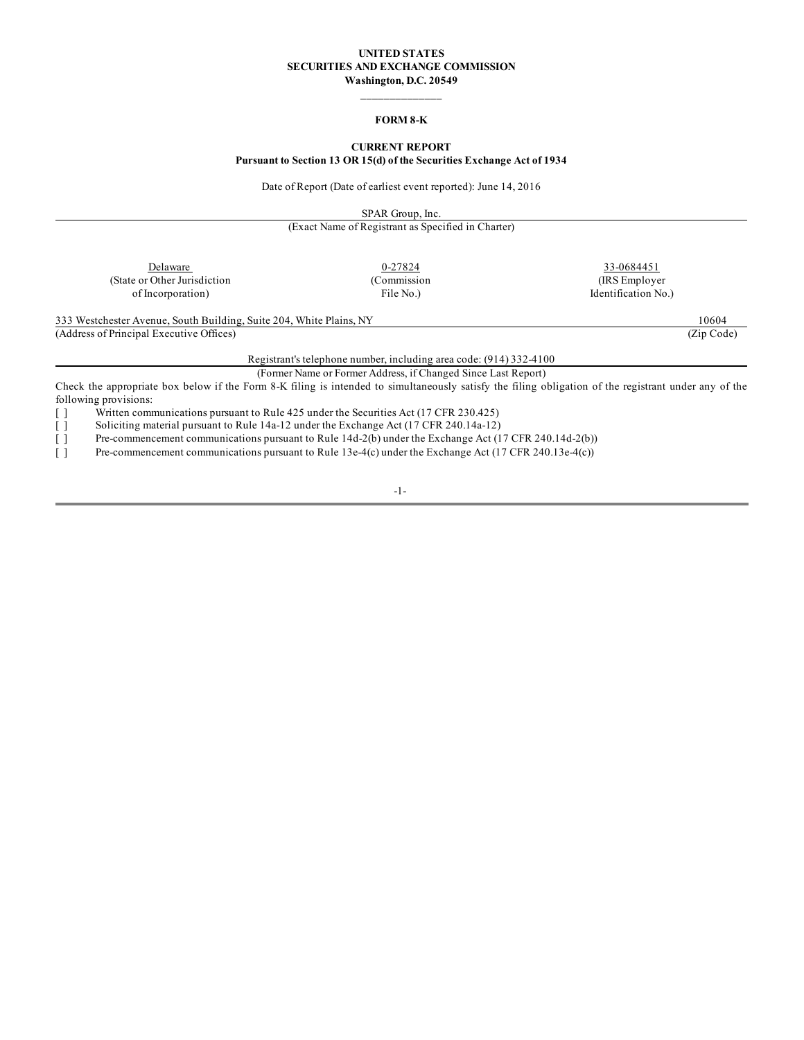**UNITED STATES**
**SECURITIES AND EXCHANGE COMMISSION**
**Washington, D.C. 20549**

---

**FORM 8-K**

**CURRENT REPORT**
**Pursuant to Section 13 OR 15(d) of the Securities Exchange Act of 1934**

Date of Report (Date of earliest event reported): June 14, 2016

SPAR Group, Inc.
(Exact Name of Registrant as Specified in Charter)

| Delaware | 0-27824 | 33-0684451 |
|---|---|---|
| (State or Other Jurisdiction of Incorporation) | (Commission File No.) | (IRS Employer Identification No.) |

| 333 Westchester Avenue, South Building, Suite 204, White Plains, NY | 10604 |
|---|---|
| (Address of Principal Executive Offices) | (Zip Code) |

Registrant's telephone number, including area code: (914) 332-4100

(Former Name or Former Address, if Changed Since Last Report)

Check the appropriate box below if the Form 8-K filing is intended to simultaneously satisfy the filing obligation of the registrant under any of the following provisions:

[ ] Written communications pursuant to Rule 425 under the Securities Act (17 CFR 230.425)
[ ] Soliciting material pursuant to Rule 14a-12 under the Exchange Act (17 CFR 240.14a-12)
[ ] Pre-commencement communications pursuant to Rule 14d-2(b) under the Exchange Act (17 CFR 240.14d-2(b))
[ ] Pre-commencement communications pursuant to Rule 13e-4(c) under the Exchange Act (17 CFR 240.13e-4(c))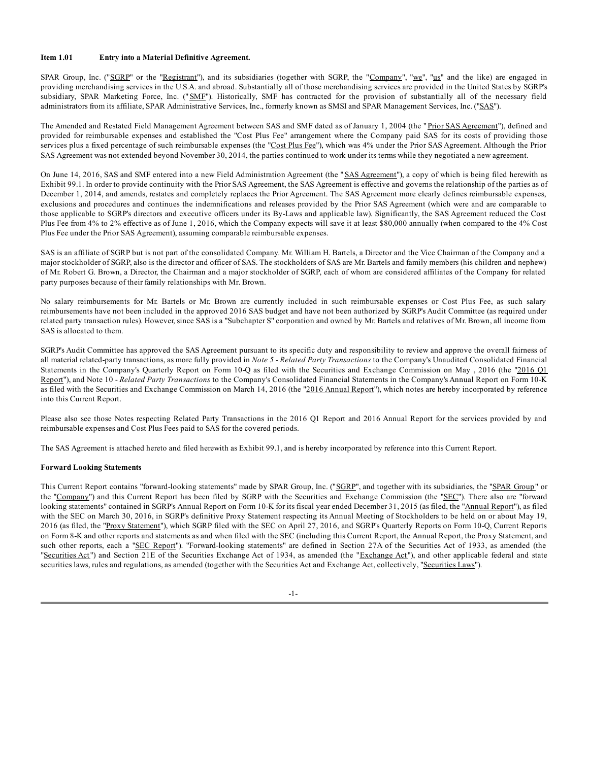**Item 1.01 Entry into a Material Definitive Agreement.**

SPAR Group, Inc. ("SGRP" or the "Registrant"), and its subsidiaries (together with SGRP, the "Company", "we", "us" and the like) are engaged in providing merchandising services in the U.S.A. and abroad. Substantially all of those merchandising services are provided in the United States by SGRP's subsidiary, SPAR Marketing Force, Inc. ("SMF"). Historically, SMF has contracted for the provision of substantially all of the necessary field administrators from its affiliate, SPAR Administrative Services, Inc., formerly known as SMSI and SPAR Management Services, Inc. ("SAS").

The Amended and Restated Field Management Agreement between SAS and SMF dated as of January 1, 2004 (the "Prior SAS Agreement"), defined and provided for reimbursable expenses and established the "Cost Plus Fee" arrangement where the Company paid SAS for its costs of providing those services plus a fixed percentage of such reimbursable expenses (the "Cost Plus Fee"), which was 4% under the Prior SAS Agreement. Although the Prior SAS Agreement was not extended beyond November 30, 2014, the parties continued to work under its terms while they negotiated a new agreement.

On June 14, 2016, SAS and SMF entered into a new Field Administration Agreement (the "SAS Agreement"), a copy of which is being filed herewith as Exhibit 99.1. In order to provide continuity with the Prior SAS Agreement, the SAS Agreement is effective and governs the relationship of the parties as of December 1, 2014, and amends, restates and completely replaces the Prior Agreement. The SAS Agreement more clearly defines reimbursable expenses, exclusions and procedures and continues the indemnifications and releases provided by the Prior SAS Agreement (which were and are comparable to those applicable to SGRP's directors and executive officers under its By-Laws and applicable law). Significantly, the SAS Agreement reduced the Cost Plus Fee from 4% to 2% effective as of June 1, 2016, which the Company expects will save it at least $80,000 annually (when compared to the 4% Cost Plus Fee under the Prior SAS Agreement), assuming comparable reimbursable expenses.

SAS is an affiliate of SGRP but is not part of the consolidated Company. Mr. William H. Bartels, a Director and the Vice Chairman of the Company and a major stockholder of SGRP, also is the director and officer of SAS. The stockholders of SAS are Mr. Bartels and family members (his children and nephew) of Mr. Robert G. Brown, a Director, the Chairman and a major stockholder of SGRP, each of whom are considered affiliates of the Company for related party purposes because of their family relationships with Mr. Brown.

No salary reimbursements for Mr. Bartels or Mr. Brown are currently included in such reimbursable expenses or Cost Plus Fee, as such salary reimbursements have not been included in the approved 2016 SAS budget and have not been authorized by SGRP's Audit Committee (as required under related party transaction rules). However, since SAS is a "Subchapter S" corporation and owned by Mr. Bartels and relatives of Mr. Brown, all income from SAS is allocated to them.

SGRP's Audit Committee has approved the SAS Agreement pursuant to its specific duty and responsibility to review and approve the overall fairness of all material related-party transactions, as more fully provided in *Note 5 - Related Party Transactions* to the Company's Unaudited Consolidated Financial Statements in the Company's Quarterly Report on Form 10-Q as filed with the Securities and Exchange Commission on May , 2016 (the "2016 Q1 Report"), and Note 10 - *Related Party Transactions* to the Company's Consolidated Financial Statements in the Company's Annual Report on Form 10-K as filed with the Securities and Exchange Commission on March 14, 2016 (the "2016 Annual Report"), which notes are hereby incorporated by reference into this Current Report.

Please also see those Notes respecting Related Party Transactions in the 2016 Q1 Report and 2016 Annual Report for the services provided by and reimbursable expenses and Cost Plus Fees paid to SAS for the covered periods.

The SAS Agreement is attached hereto and filed herewith as Exhibit 99.1, and is hereby incorporated by reference into this Current Report.

**Forward Looking Statements**

This Current Report contains "forward-looking statements" made by SPAR Group, Inc. ("SGRP", and together with its subsidiaries, the "SPAR Group" or the "Company") and this Current Report has been filed by SGRP with the Securities and Exchange Commission (the "SEC"). There also are "forward looking statements" contained in SGRP's Annual Report on Form 10-K for its fiscal year ended December 31, 2015 (as filed, the "Annual Report"), as filed with the SEC on March 30, 2016, in SGRP's definitive Proxy Statement respecting its Annual Meeting of Stockholders to be held on or about May 19, 2016 (as filed, the "Proxy Statement"), which SGRP filed with the SEC on April 27, 2016, and SGRP's Quarterly Reports on Form 10-Q, Current Reports on Form 8-K and other reports and statements as and when filed with the SEC (including this Current Report, the Annual Report, the Proxy Statement, and such other reports, each a "SEC Report"). "Forward-looking statements" are defined in Section 27A of the Securities Act of 1933, as amended (the "Securities Act") and Section 21E of the Securities Exchange Act of 1934, as amended (the "Exchange Act"), and other applicable federal and state securities laws, rules and regulations, as amended (together with the Securities Act and Exchange Act, collectively, "Securities Laws").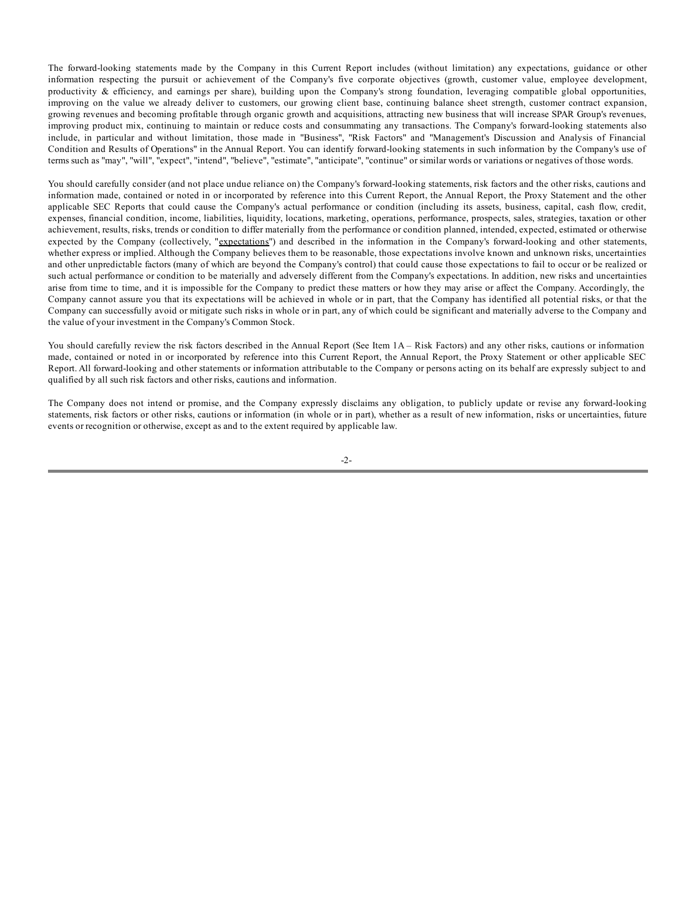The forward-looking statements made by the Company in this Current Report includes (without limitation) any expectations, guidance or other information respecting the pursuit or achievement of the Company's five corporate objectives (growth, customer value, employee development, productivity & efficiency, and earnings per share), building upon the Company's strong foundation, leveraging compatible global opportunities, improving on the value we already deliver to customers, our growing client base, continuing balance sheet strength, customer contract expansion, growing revenues and becoming profitable through organic growth and acquisitions, attracting new business that will increase SPAR Group's revenues, improving product mix, continuing to maintain or reduce costs and consummating any transactions. The Company's forward-looking statements also include, in particular and without limitation, those made in "Business", "Risk Factors" and "Management's Discussion and Analysis of Financial Condition and Results of Operations" in the Annual Report. You can identify forward-looking statements in such information by the Company's use of terms such as "may", "will", "expect", "intend", "believe", "estimate", "anticipate", "continue" or similar words or variations or negatives of those words.

You should carefully consider (and not place undue reliance on) the Company's forward-looking statements, risk factors and the other risks, cautions and information made, contained or noted in or incorporated by reference into this Current Report, the Annual Report, the Proxy Statement and the other applicable SEC Reports that could cause the Company's actual performance or condition (including its assets, business, capital, cash flow, credit, expenses, financial condition, income, liabilities, liquidity, locations, marketing, operations, performance, prospects, sales, strategies, taxation or other achievement, results, risks, trends or condition to differ materially from the performance or condition planned, intended, expected, estimated or otherwise expected by the Company (collectively, "expectations") and described in the information in the Company's forward-looking and other statements, whether express or implied. Although the Company believes them to be reasonable, those expectations involve known and unknown risks, uncertainties and other unpredictable factors (many of which are beyond the Company's control) that could cause those expectations to fail to occur or be realized or such actual performance or condition to be materially and adversely different from the Company's expectations. In addition, new risks and uncertainties arise from time to time, and it is impossible for the Company to predict these matters or how they may arise or affect the Company. Accordingly, the Company cannot assure you that its expectations will be achieved in whole or in part, that the Company has identified all potential risks, or that the Company can successfully avoid or mitigate such risks in whole or in part, any of which could be significant and materially adverse to the Company and the value of your investment in the Company's Common Stock.

You should carefully review the risk factors described in the Annual Report (See Item 1A – Risk Factors) and any other risks, cautions or information made, contained or noted in or incorporated by reference into this Current Report, the Annual Report, the Proxy Statement or other applicable SEC Report. All forward-looking and other statements or information attributable to the Company or persons acting on its behalf are expressly subject to and qualified by all such risk factors and other risks, cautions and information.

The Company does not intend or promise, and the Company expressly disclaims any obligation, to publicly update or revise any forward-looking statements, risk factors or other risks, cautions or information (in whole or in part), whether as a result of new information, risks or uncertainties, future events or recognition or otherwise, except as and to the extent required by applicable law.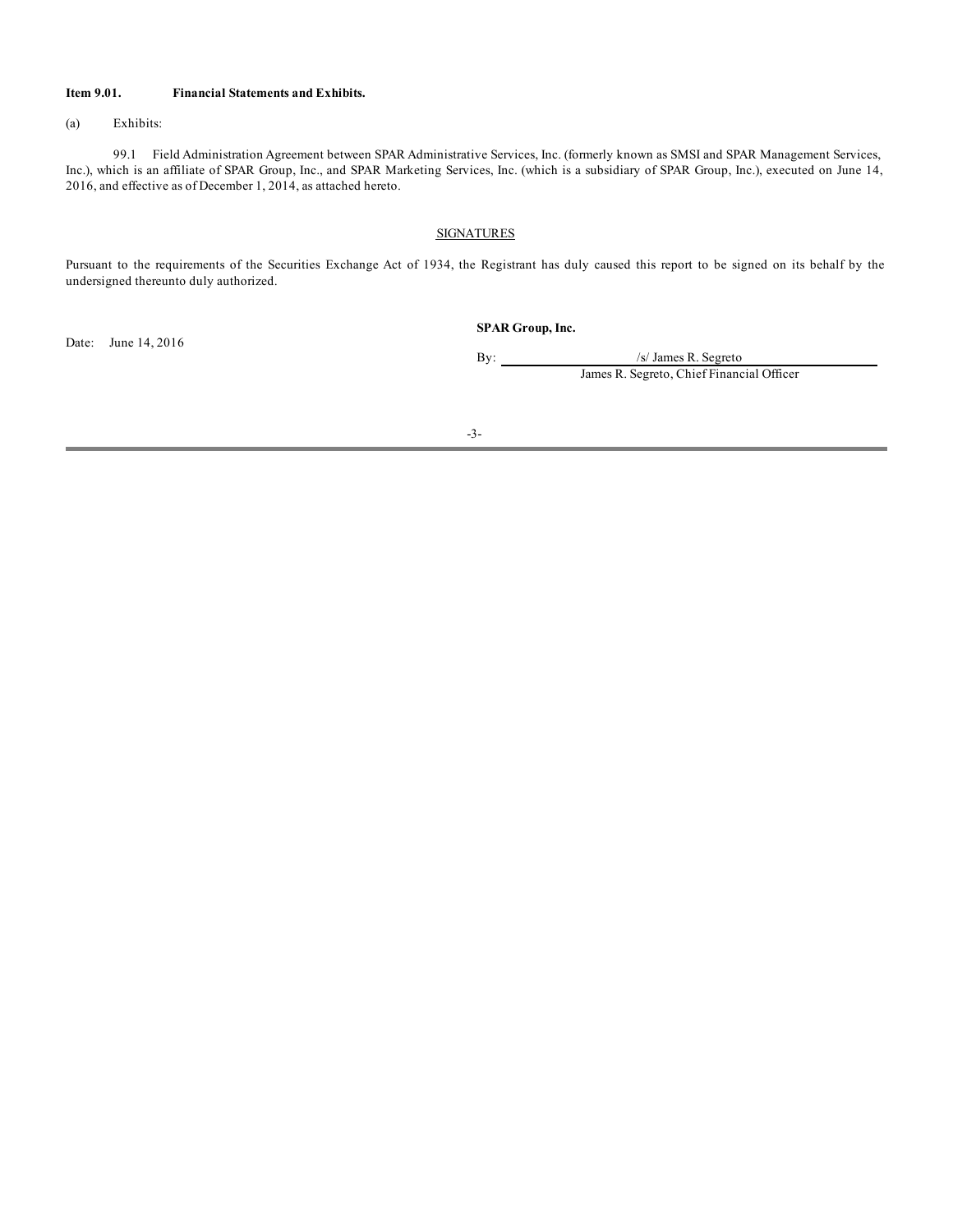**Item 9.01. Financial Statements and Exhibits.**

(a) Exhibits:

99.1 Field Administration Agreement between SPAR Administrative Services, Inc. (formerly known as SMSI and SPAR Management Services, Inc.), which is an affiliate of SPAR Group, Inc., and SPAR Marketing Services, Inc. (which is a subsidiary of SPAR Group, Inc.), executed on June 14, 2016, and effective as of December 1, 2014, as attached hereto.

SIGNATURES

Pursuant to the requirements of the Securities Exchange Act of 1934, the Registrant has duly caused this report to be signed on its behalf by the undersigned thereunto duly authorized.

**SPAR Group, Inc.**

Date: June 14, 2016

By: /s/ James R. Segreto
James R. Segreto, Chief Financial Officer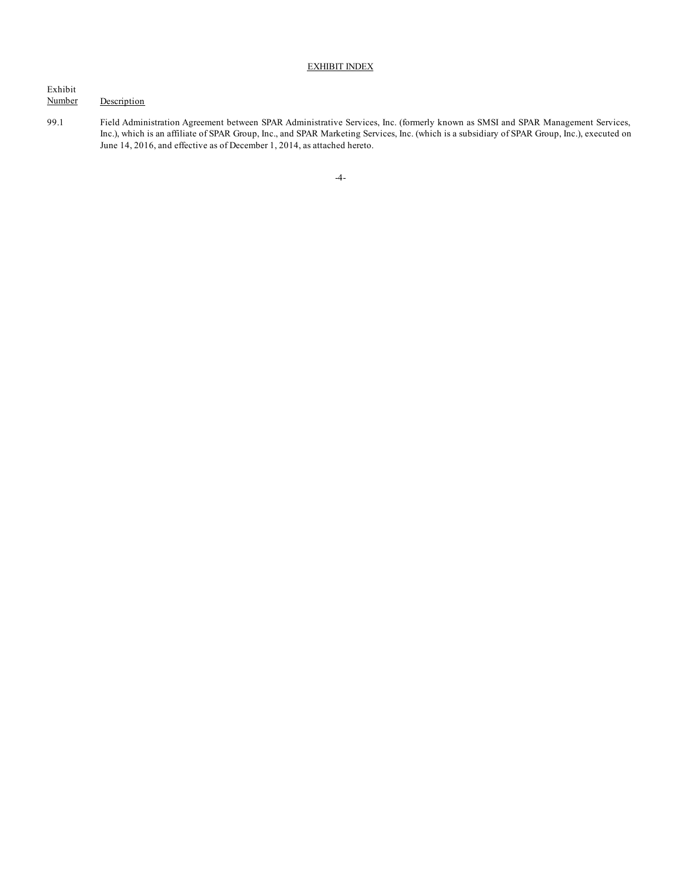## EXHIBIT INDEX

| Exhibit Number | Description |
| --- | --- |
| 99.1 | Field Administration Agreement between SPAR Administrative Services, Inc. (formerly known as SMSI and SPAR Management Services, Inc.), which is an affiliate of SPAR Group, Inc., and SPAR Marketing Services, Inc. (which is a subsidiary of SPAR Group, Inc.), executed on June 14, 2016, and effective as of December 1, 2014, as attached hereto. |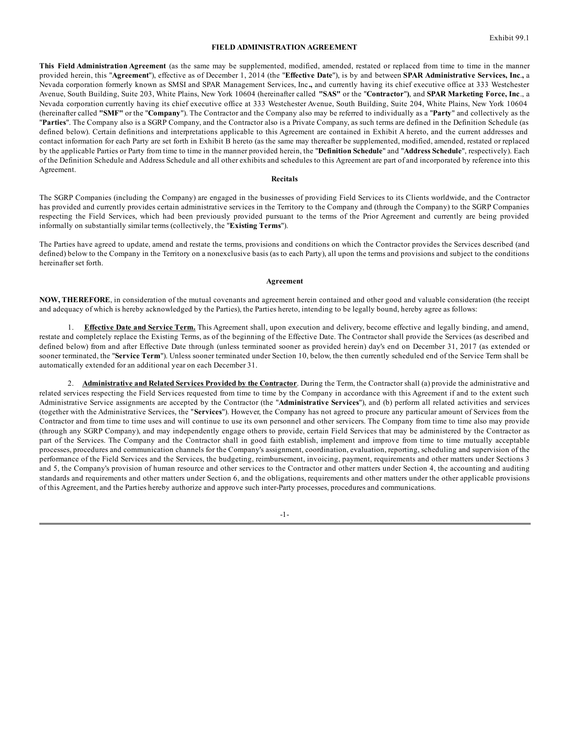Exhibit 99.1

# FIELD ADMINISTRATION AGREEMENT

**This Field Administration Agreement** (as the same may be supplemented, modified, amended, restated or replaced from time to time in the manner provided herein, this "**Agreement**"), effective as of December 1, 2014 (the "**Effective Date**"), is by and between **SPAR Administrative Services, Inc.,** a Nevada corporation formerly known as SMSI and SPAR Management Services, Inc**.,** and currently having its chief executive office at 333 Westchester Avenue, South Building, Suite 203, White Plains, New York 10604 (hereinafter called **"SAS"** or the "**Contractor**"**)**, and **SPAR Marketing Force, Inc**., a Nevada corporation currently having its chief executive office at 333 Westchester Avenue, South Building, Suite 204, White Plains, New York 10604 (hereinafter called **"SMF"** or the "**Company**"). The Contractor and the Company also may be referred to individually as a "**Party**" and collectively as the "**Parties**". The Company also is a SGRP Company, and the Contractor also is a Private Company, as such terms are defined in the Definition Schedule (as defined below). Certain definitions and interpretations applicable to this Agreement are contained in Exhibit A hereto, and the current addresses and contact information for each Party are set forth in Exhibit B hereto (as the same may thereafter be supplemented, modified, amended, restated or replaced by the applicable Parties or Party from time to time in the manner provided herein, the "**Definition Schedule**" and "**Address Schedule**", respectively). Each of the Definition Schedule and Address Schedule and all other exhibits and schedules to this Agreement are part of and incorporated by reference into this Agreement.

## Recitals

The SGRP Companies (including the Company) are engaged in the businesses of providing Field Services to its Clients worldwide, and the Contractor has provided and currently provides certain administrative services in the Territory to the Company and (through the Company) to the SGRP Companies respecting the Field Services, which had been previously provided pursuant to the terms of the Prior Agreement and currently are being provided informally on substantially similar terms (collectively, the "**Existing Terms**").

The Parties have agreed to update, amend and restate the terms, provisions and conditions on which the Contractor provides the Services described (and defined) below to the Company in the Territory on a nonexclusive basis (as to each Party), all upon the terms and provisions and subject to the conditions hereinafter set forth.

## Agreement

**NOW, THEREFORE**, in consideration of the mutual covenants and agreement herein contained and other good and valuable consideration (the receipt and adequacy of which is hereby acknowledged by the Parties), the Parties hereto, intending to be legally bound, hereby agree as follows:

1. **Effective Date and Service Term.** This Agreement shall, upon execution and delivery, become effective and legally binding, and amend, restate and completely replace the Existing Terms, as of the beginning of the Effective Date. The Contractor shall provide the Services (as described and defined below) from and after Effective Date through (unless terminated sooner as provided herein) day's end on December 31, 2017 (as extended or sooner terminated, the "**Service Term**"). Unless sooner terminated under Section 10, below, the then currently scheduled end of the Service Term shall be automatically extended for an additional year on each December 31.

2. **Administrative and Related Services Provided by the Contractor**. During the Term, the Contractor shall (a) provide the administrative and related services respecting the Field Services requested from time to time by the Company in accordance with this Agreement if and to the extent such Administrative Service assignments are accepted by the Contractor (the "**Administrative Services**"), and (b) perform all related activities and services (together with the Administrative Services, the "**Services**"). However, the Company has not agreed to procure any particular amount of Services from the Contractor and from time to time uses and will continue to use its own personnel and other servicers. The Company from time to time also may provide (through any SGRP Company), and may independently engage others to provide, certain Field Services that may be administered by the Contractor as part of the Services. The Company and the Contractor shall in good faith establish, implement and improve from time to time mutually acceptable processes, procedures and communication channels for the Company's assignment, coordination, evaluation, reporting, scheduling and supervision of the performance of the Field Services and the Services, the budgeting, reimbursement, invoicing, payment, requirements and other matters under Sections 3 and 5, the Company's provision of human resource and other services to the Contractor and other matters under Section 4, the accounting and auditing standards and requirements and other matters under Section 6, and the obligations, requirements and other matters under the other applicable provisions of this Agreement, and the Parties hereby authorize and approve such inter-Party processes, procedures and communications.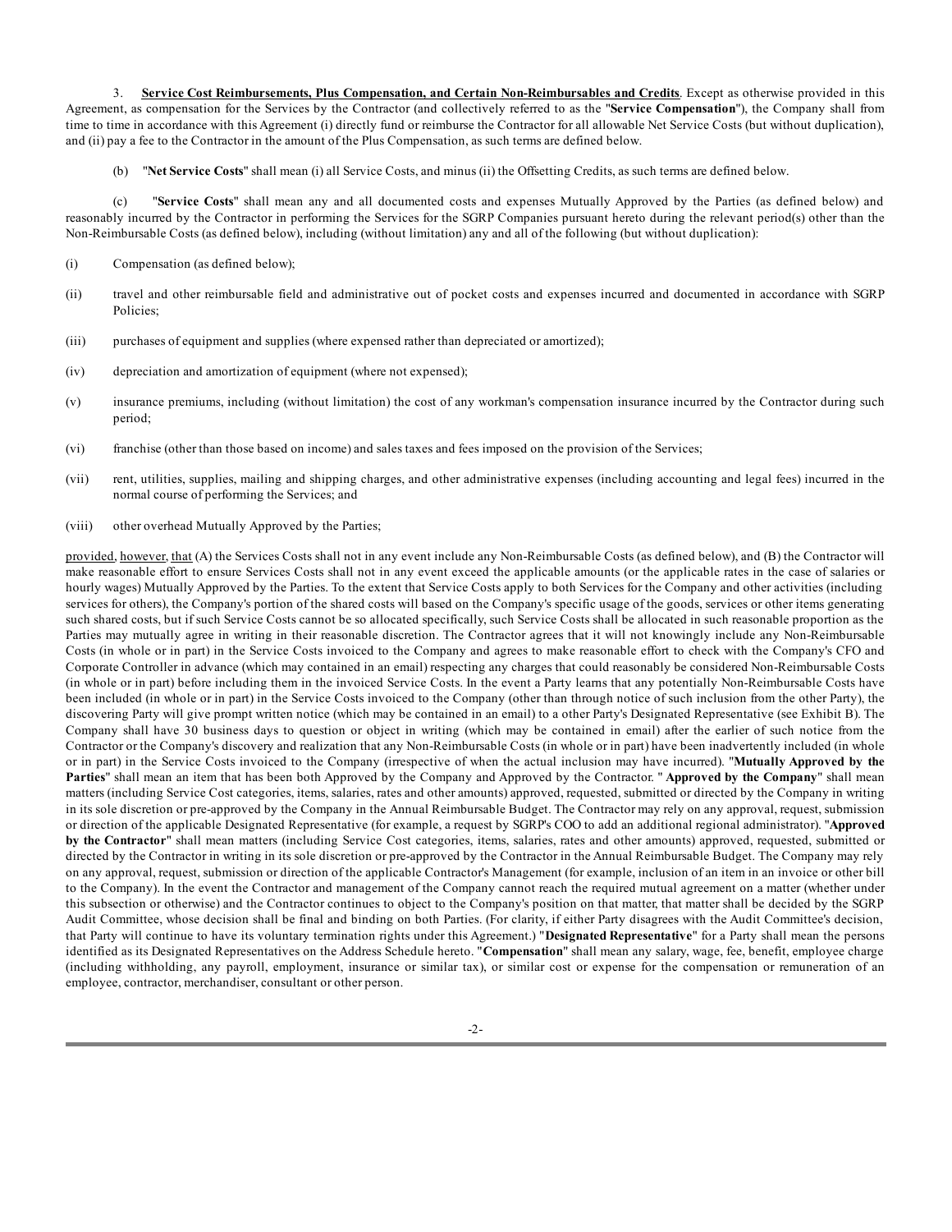3. **Service Cost Reimbursements, Plus Compensation, and Certain Non-Reimbursables and Credits**. Except as otherwise provided in this Agreement, as compensation for the Services by the Contractor (and collectively referred to as the "**Service Compensation**"), the Company shall from time to time in accordance with this Agreement (i) directly fund or reimburse the Contractor for all allowable Net Service Costs (but without duplication), and (ii) pay a fee to the Contractor in the amount of the Plus Compensation, as such terms are defined below.

(b) "**Net Service Costs**" shall mean (i) all Service Costs, and minus (ii) the Offsetting Credits, as such terms are defined below.

(c) "**Service Costs**" shall mean any and all documented costs and expenses Mutually Approved by the Parties (as defined below) and reasonably incurred by the Contractor in performing the Services for the SGRP Companies pursuant hereto during the relevant period(s) other than the Non-Reimbursable Costs (as defined below), including (without limitation) any and all of the following (but without duplication):

(i) Compensation (as defined below);

(ii) travel and other reimbursable field and administrative out of pocket costs and expenses incurred and documented in accordance with SGRP Policies;

(iii) purchases of equipment and supplies (where expensed rather than depreciated or amortized);

(iv) depreciation and amortization of equipment (where not expensed);

(v) insurance premiums, including (without limitation) the cost of any workman's compensation insurance incurred by the Contractor during such period;

(vi) franchise (other than those based on income) and sales taxes and fees imposed on the provision of the Services;

(vii) rent, utilities, supplies, mailing and shipping charges, and other administrative expenses (including accounting and legal fees) incurred in the normal course of performing the Services; and

(viii) other overhead Mutually Approved by the Parties;

provided, however, that (A) the Services Costs shall not in any event include any Non-Reimbursable Costs (as defined below), and (B) the Contractor will make reasonable effort to ensure Services Costs shall not in any event exceed the applicable amounts (or the applicable rates in the case of salaries or hourly wages) Mutually Approved by the Parties. To the extent that Service Costs apply to both Services for the Company and other activities (including services for others), the Company's portion of the shared costs will based on the Company's specific usage of the goods, services or other items generating such shared costs, but if such Service Costs cannot be so allocated specifically, such Service Costs shall be allocated in such reasonable proportion as the Parties may mutually agree in writing in their reasonable discretion. The Contractor agrees that it will not knowingly include any Non-Reimbursable Costs (in whole or in part) in the Service Costs invoiced to the Company and agrees to make reasonable effort to check with the Company's CFO and Corporate Controller in advance (which may contained in an email) respecting any charges that could reasonably be considered Non-Reimbursable Costs (in whole or in part) before including them in the invoiced Service Costs. In the event a Party learns that any potentially Non-Reimbursable Costs have been included (in whole or in part) in the Service Costs invoiced to the Company (other than through notice of such inclusion from the other Party), the discovering Party will give prompt written notice (which may be contained in an email) to a other Party's Designated Representative (see Exhibit B). The Company shall have 30 business days to question or object in writing (which may be contained in email) after the earlier of such notice from the Contractor or the Company's discovery and realization that any Non-Reimbursable Costs (in whole or in part) have been inadvertently included (in whole or in part) in the Service Costs invoiced to the Company (irrespective of when the actual inclusion may have incurred). "**Mutually Approved by the Parties**" shall mean an item that has been both Approved by the Company and Approved by the Contractor. " **Approved by the Company**" shall mean matters (including Service Cost categories, items, salaries, rates and other amounts) approved, requested, submitted or directed by the Company in writing in its sole discretion or pre-approved by the Company in the Annual Reimbursable Budget. The Contractor may rely on any approval, request, submission or direction of the applicable Designated Representative (for example, a request by SGRP's COO to add an additional regional administrator). "**Approved by the Contractor**" shall mean matters (including Service Cost categories, items, salaries, rates and other amounts) approved, requested, submitted or directed by the Contractor in writing in its sole discretion or pre-approved by the Contractor in the Annual Reimbursable Budget. The Company may rely on any approval, request, submission or direction of the applicable Contractor's Management (for example, inclusion of an item in an invoice or other bill to the Company). In the event the Contractor and management of the Company cannot reach the required mutual agreement on a matter (whether under this subsection or otherwise) and the Contractor continues to object to the Company's position on that matter, that matter shall be decided by the SGRP Audit Committee, whose decision shall be final and binding on both Parties. (For clarity, if either Party disagrees with the Audit Committee's decision, that Party will continue to have its voluntary termination rights under this Agreement.) "**Designated Representative**" for a Party shall mean the persons identified as its Designated Representatives on the Address Schedule hereto. "**Compensation**" shall mean any salary, wage, fee, benefit, employee charge (including withholding, any payroll, employment, insurance or similar tax), or similar cost or expense for the compensation or remuneration of an employee, contractor, merchandiser, consultant or other person.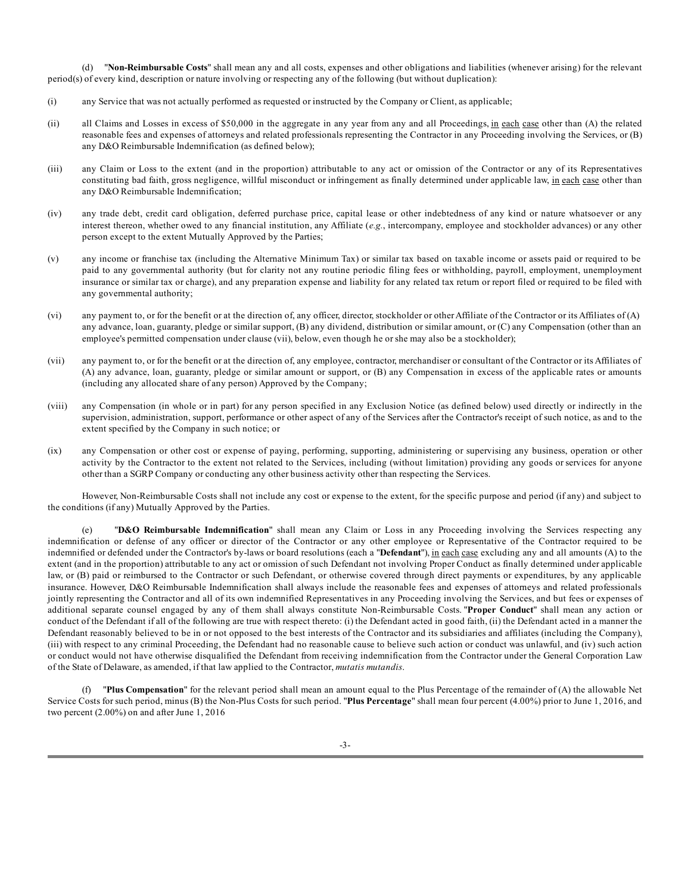(d) "**Non-Reimbursable Costs**" shall mean any and all costs, expenses and other obligations and liabilities (whenever arising) for the relevant period(s) of every kind, description or nature involving or respecting any of the following (but without duplication):

(i) any Service that was not actually performed as requested or instructed by the Company or Client, as applicable;

(ii) all Claims and Losses in excess of $50,000 in the aggregate in any year from any and all Proceedings, <u>in each case</u> other than (A) the related reasonable fees and expenses of attorneys and related professionals representing the Contractor in any Proceeding involving the Services, or (B) any D&O Reimbursable Indemnification (as defined below);

(iii) any Claim or Loss to the extent (and in the proportion) attributable to any act or omission of the Contractor or any of its Representatives constituting bad faith, gross negligence, willful misconduct or infringement as finally determined under applicable law, <u>in each case</u> other than any D&O Reimbursable Indemnification;

(iv) any trade debt, credit card obligation, deferred purchase price, capital lease or other indebtedness of any kind or nature whatsoever or any interest thereon, whether owed to any financial institution, any Affiliate (*e.g.*, intercompany, employee and stockholder advances) or any other person except to the extent Mutually Approved by the Parties;

(v) any income or franchise tax (including the Alternative Minimum Tax) or similar tax based on taxable income or assets paid or required to be paid to any governmental authority (but for clarity not any routine periodic filing fees or withholding, payroll, employment, unemployment insurance or similar tax or charge), and any preparation expense and liability for any related tax return or report filed or required to be filed with any governmental authority;

(vi) any payment to, or for the benefit or at the direction of, any officer, director, stockholder or other Affiliate of the Contractor or its Affiliates of (A) any advance, loan, guaranty, pledge or similar support, (B) any dividend, distribution or similar amount, or (C) any Compensation (other than an employee's permitted compensation under clause (vii), below, even though he or she may also be a stockholder);

(vii) any payment to, or for the benefit or at the direction of, any employee, contractor, merchandiser or consultant of the Contractor or its Affiliates of (A) any advance, loan, guaranty, pledge or similar amount or support, or (B) any Compensation in excess of the applicable rates or amounts (including any allocated share of any person) Approved by the Company;

(viii) any Compensation (in whole or in part) for any person specified in any Exclusion Notice (as defined below) used directly or indirectly in the supervision, administration, support, performance or other aspect of any of the Services after the Contractor's receipt of such notice, as and to the extent specified by the Company in such notice; or

(ix) any Compensation or other cost or expense of paying, performing, supporting, administering or supervising any business, operation or other activity by the Contractor to the extent not related to the Services, including (without limitation) providing any goods or services for anyone other than a SGRP Company or conducting any other business activity other than respecting the Services.

However, Non-Reimbursable Costs shall not include any cost or expense to the extent, for the specific purpose and period (if any) and subject to the conditions (if any) Mutually Approved by the Parties.

(e) "**D&O Reimbursable Indemnification**" shall mean any Claim or Loss in any Proceeding involving the Services respecting any indemnification or defense of any officer or director of the Contractor or any other employee or Representative of the Contractor required to be indemnified or defended under the Contractor's by-laws or board resolutions (each a "**Defendant**"), <u>in each case</u> excluding any and all amounts (A) to the extent (and in the proportion) attributable to any act or omission of such Defendant not involving Proper Conduct as finally determined under applicable law, or (B) paid or reimbursed to the Contractor or such Defendant, or otherwise covered through direct payments or expenditures, by any applicable insurance. However, D&O Reimbursable Indemnification shall always include the reasonable fees and expenses of attorneys and related professionals jointly representing the Contractor and all of its own indemnified Representatives in any Proceeding involving the Services, and but fees or expenses of additional separate counsel engaged by any of them shall always constitute Non-Reimbursable Costs. "**Proper Conduct**" shall mean any action or conduct of the Defendant if all of the following are true with respect thereto: (i) the Defendant acted in good faith, (ii) the Defendant acted in a manner the Defendant reasonably believed to be in or not opposed to the best interests of the Contractor and its subsidiaries and affiliates (including the Company), (iii) with respect to any criminal Proceeding, the Defendant had no reasonable cause to believe such action or conduct was unlawful, and (iv) such action or conduct would not have otherwise disqualified the Defendant from receiving indemnification from the Contractor under the General Corporation Law of the State of Delaware, as amended, if that law applied to the Contractor, *mutatis mutandis*.

(f) "**Plus Compensation**" for the relevant period shall mean an amount equal to the Plus Percentage of the remainder of (A) the allowable Net Service Costs for such period, minus (B) the Non-Plus Costs for such period. "**Plus Percentage**" shall mean four percent (4.00%) prior to June 1, 2016, and two percent (2.00%) on and after June 1, 2016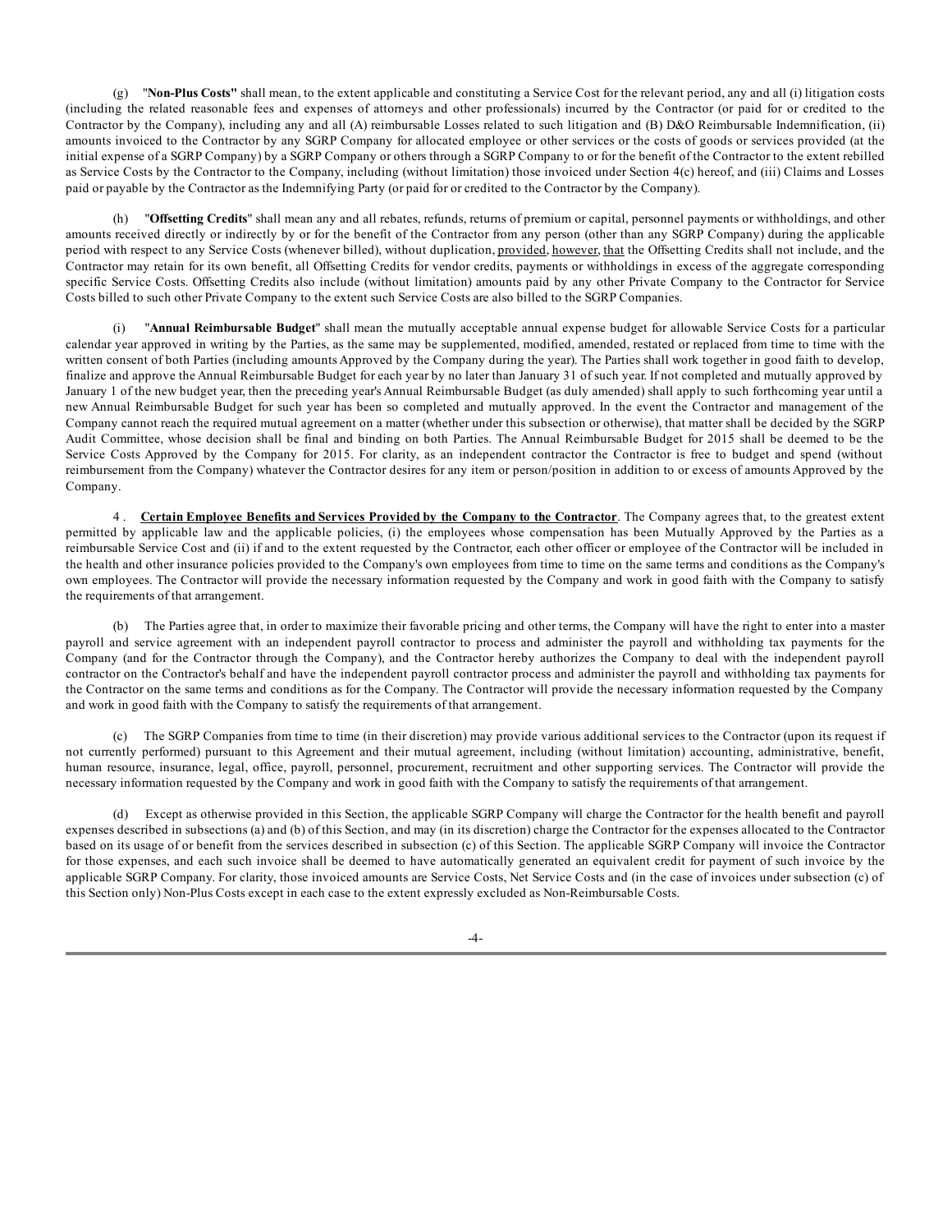(g) "**Non-Plus Costs"** shall mean, to the extent applicable and constituting a Service Cost for the relevant period, any and all (i) litigation costs (including the related reasonable fees and expenses of attorneys and other professionals) incurred by the Contractor (or paid for or credited to the Contractor by the Company), including any and all (A) reimbursable Losses related to such litigation and (B) D&O Reimbursable Indemnification, (ii) amounts invoiced to the Contractor by any SGRP Company for allocated employee or other services or the costs of goods or services provided (at the initial expense of a SGRP Company) by a SGRP Company or others through a SGRP Company to or for the benefit of the Contractor to the extent rebilled as Service Costs by the Contractor to the Company, including (without limitation) those invoiced under Section 4(c) hereof, and (iii) Claims and Losses paid or payable by the Contractor as the Indemnifying Party (or paid for or credited to the Contractor by the Company).

(h) "**Offsetting Credits**" shall mean any and all rebates, refunds, returns of premium or capital, personnel payments or withholdings, and other amounts received directly or indirectly by or for the benefit of the Contractor from any person (other than any SGRP Company) during the applicable period with respect to any Service Costs (whenever billed), without duplication, provided, however, that the Offsetting Credits shall not include, and the Contractor may retain for its own benefit, all Offsetting Credits for vendor credits, payments or withholdings in excess of the aggregate corresponding specific Service Costs. Offsetting Credits also include (without limitation) amounts paid by any other Private Company to the Contractor for Service Costs billed to such other Private Company to the extent such Service Costs are also billed to the SGRP Companies.

(i) "**Annual Reimbursable Budget**" shall mean the mutually acceptable annual expense budget for allowable Service Costs for a particular calendar year approved in writing by the Parties, as the same may be supplemented, modified, amended, restated or replaced from time to time with the written consent of both Parties (including amounts Approved by the Company during the year). The Parties shall work together in good faith to develop, finalize and approve the Annual Reimbursable Budget for each year by no later than January 31 of such year. If not completed and mutually approved by January 1 of the new budget year, then the preceding year's Annual Reimbursable Budget (as duly amended) shall apply to such forthcoming year until a new Annual Reimbursable Budget for such year has been so completed and mutually approved. In the event the Contractor and management of the Company cannot reach the required mutual agreement on a matter (whether under this subsection or otherwise), that matter shall be decided by the SGRP Audit Committee, whose decision shall be final and binding on both Parties. The Annual Reimbursable Budget for 2015 shall be deemed to be the Service Costs Approved by the Company for 2015. For clarity, as an independent contractor the Contractor is free to budget and spend (without reimbursement from the Company) whatever the Contractor desires for any item or person/position in addition to or excess of amounts Approved by the Company.

4 . **Certain Employee Benefits and Services Provided by the Company to the Contractor**. The Company agrees that, to the greatest extent permitted by applicable law and the applicable policies, (i) the employees whose compensation has been Mutually Approved by the Parties as a reimbursable Service Cost and (ii) if and to the extent requested by the Contractor, each other officer or employee of the Contractor will be included in the health and other insurance policies provided to the Company's own employees from time to time on the same terms and conditions as the Company's own employees. The Contractor will provide the necessary information requested by the Company and work in good faith with the Company to satisfy the requirements of that arrangement.

(b) The Parties agree that, in order to maximize their favorable pricing and other terms, the Company will have the right to enter into a master payroll and service agreement with an independent payroll contractor to process and administer the payroll and withholding tax payments for the Company (and for the Contractor through the Company), and the Contractor hereby authorizes the Company to deal with the independent payroll contractor on the Contractor's behalf and have the independent payroll contractor process and administer the payroll and withholding tax payments for the Contractor on the same terms and conditions as for the Company. The Contractor will provide the necessary information requested by the Company and work in good faith with the Company to satisfy the requirements of that arrangement.

(c) The SGRP Companies from time to time (in their discretion) may provide various additional services to the Contractor (upon its request if not currently performed) pursuant to this Agreement and their mutual agreement, including (without limitation) accounting, administrative, benefit, human resource, insurance, legal, office, payroll, personnel, procurement, recruitment and other supporting services. The Contractor will provide the necessary information requested by the Company and work in good faith with the Company to satisfy the requirements of that arrangement.

(d) Except as otherwise provided in this Section, the applicable SGRP Company will charge the Contractor for the health benefit and payroll expenses described in subsections (a) and (b) of this Section, and may (in its discretion) charge the Contractor for the expenses allocated to the Contractor based on its usage of or benefit from the services described in subsection (c) of this Section. The applicable SGRP Company will invoice the Contractor for those expenses, and each such invoice shall be deemed to have automatically generated an equivalent credit for payment of such invoice by the applicable SGRP Company. For clarity, those invoiced amounts are Service Costs, Net Service Costs and (in the case of invoices under subsection (c) of this Section only) Non-Plus Costs except in each case to the extent expressly excluded as Non-Reimbursable Costs.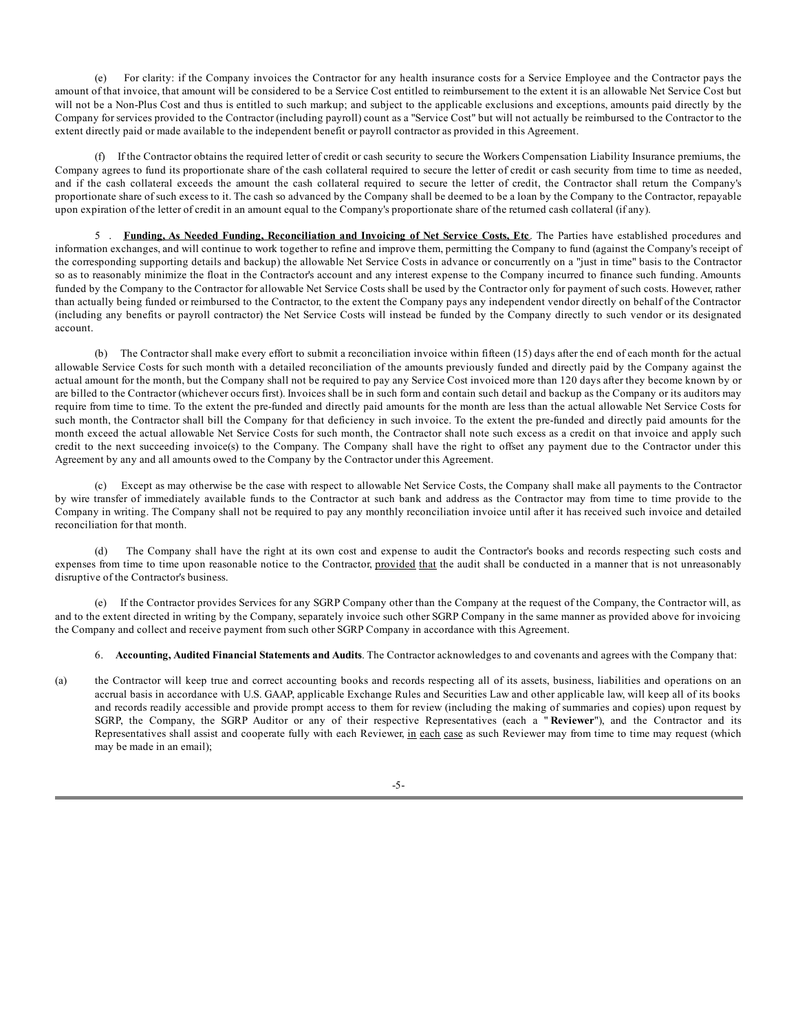(e) For clarity: if the Company invoices the Contractor for any health insurance costs for a Service Employee and the Contractor pays the amount of that invoice, that amount will be considered to be a Service Cost entitled to reimbursement to the extent it is an allowable Net Service Cost but will not be a Non-Plus Cost and thus is entitled to such markup; and subject to the applicable exclusions and exceptions, amounts paid directly by the Company for services provided to the Contractor (including payroll) count as a "Service Cost" but will not actually be reimbursed to the Contractor to the extent directly paid or made available to the independent benefit or payroll contractor as provided in this Agreement.

(f) If the Contractor obtains the required letter of credit or cash security to secure the Workers Compensation Liability Insurance premiums, the Company agrees to fund its proportionate share of the cash collateral required to secure the letter of credit or cash security from time to time as needed, and if the cash collateral exceeds the amount the cash collateral required to secure the letter of credit, the Contractor shall return the Company's proportionate share of such excess to it. The cash so advanced by the Company shall be deemed to be a loan by the Company to the Contractor, repayable upon expiration of the letter of credit in an amount equal to the Company's proportionate share of the returned cash collateral (if any).

5 . **Funding, As Needed Funding, Reconciliation and Invoicing of Net Service Costs, Etc**. The Parties have established procedures and information exchanges, and will continue to work together to refine and improve them, permitting the Company to fund (against the Company's receipt of the corresponding supporting details and backup) the allowable Net Service Costs in advance or concurrently on a "just in time" basis to the Contractor so as to reasonably minimize the float in the Contractor's account and any interest expense to the Company incurred to finance such funding. Amounts funded by the Company to the Contractor for allowable Net Service Costs shall be used by the Contractor only for payment of such costs. However, rather than actually being funded or reimbursed to the Contractor, to the extent the Company pays any independent vendor directly on behalf of the Contractor (including any benefits or payroll contractor) the Net Service Costs will instead be funded by the Company directly to such vendor or its designated account.

(b) The Contractor shall make every effort to submit a reconciliation invoice within fifteen (15) days after the end of each month for the actual allowable Service Costs for such month with a detailed reconciliation of the amounts previously funded and directly paid by the Company against the actual amount for the month, but the Company shall not be required to pay any Service Cost invoiced more than 120 days after they become known by or are billed to the Contractor (whichever occurs first). Invoices shall be in such form and contain such detail and backup as the Company or its auditors may require from time to time. To the extent the pre-funded and directly paid amounts for the month are less than the actual allowable Net Service Costs for such month, the Contractor shall bill the Company for that deficiency in such invoice. To the extent the pre-funded and directly paid amounts for the month exceed the actual allowable Net Service Costs for such month, the Contractor shall note such excess as a credit on that invoice and apply such credit to the next succeeding invoice(s) to the Company. The Company shall have the right to offset any payment due to the Contractor under this Agreement by any and all amounts owed to the Company by the Contractor under this Agreement.

(c) Except as may otherwise be the case with respect to allowable Net Service Costs, the Company shall make all payments to the Contractor by wire transfer of immediately available funds to the Contractor at such bank and address as the Contractor may from time to time provide to the Company in writing. The Company shall not be required to pay any monthly reconciliation invoice until after it has received such invoice and detailed reconciliation for that month.

(d) The Company shall have the right at its own cost and expense to audit the Contractor's books and records respecting such costs and expenses from time to time upon reasonable notice to the Contractor, provided that the audit shall be conducted in a manner that is not unreasonably disruptive of the Contractor's business.

(e) If the Contractor provides Services for any SGRP Company other than the Company at the request of the Company, the Contractor will, as and to the extent directed in writing by the Company, separately invoice such other SGRP Company in the same manner as provided above for invoicing the Company and collect and receive payment from such other SGRP Company in accordance with this Agreement.

6. **Accounting, Audited Financial Statements and Audits**. The Contractor acknowledges to and covenants and agrees with the Company that:

(a) the Contractor will keep true and correct accounting books and records respecting all of its assets, business, liabilities and operations on an accrual basis in accordance with U.S. GAAP, applicable Exchange Rules and Securities Law and other applicable law, will keep all of its books and records readily accessible and provide prompt access to them for review (including the making of summaries and copies) upon request by SGRP, the Company, the SGRP Auditor or any of their respective Representatives (each a "**Reviewer**"), and the Contractor and its Representatives shall assist and cooperate fully with each Reviewer, in each case as such Reviewer may from time to time may request (which may be made in an email);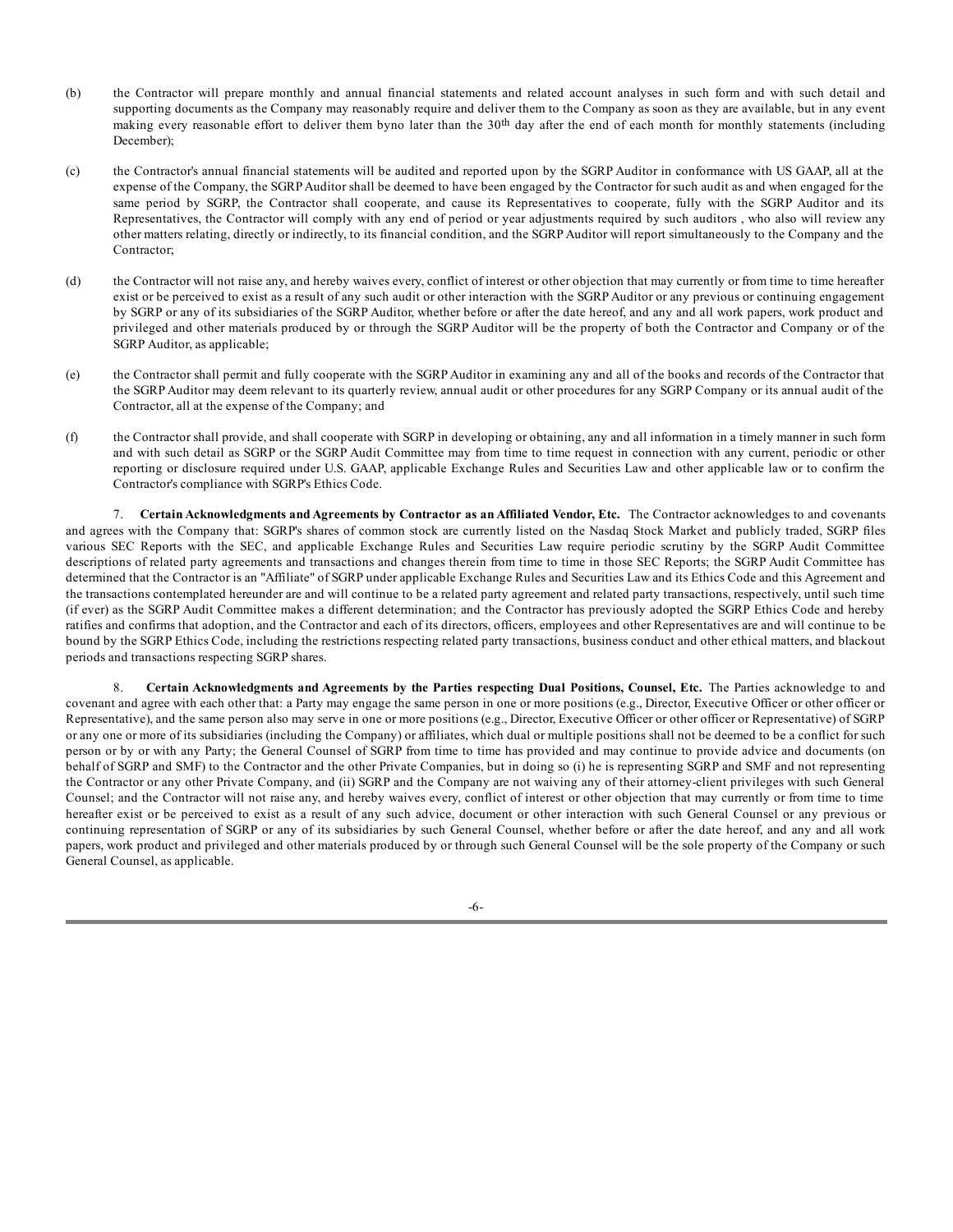(b) the Contractor will prepare monthly and annual financial statements and related account analyses in such form and with such detail and supporting documents as the Company may reasonably require and deliver them to the Company as soon as they are available, but in any event making every reasonable effort to deliver them byno later than the 30th day after the end of each month for monthly statements (including December);

(c) the Contractor's annual financial statements will be audited and reported upon by the SGRP Auditor in conformance with US GAAP, all at the expense of the Company, the SGRP Auditor shall be deemed to have been engaged by the Contractor for such audit as and when engaged for the same period by SGRP, the Contractor shall cooperate, and cause its Representatives to cooperate, fully with the SGRP Auditor and its Representatives, the Contractor will comply with any end of period or year adjustments required by such auditors , who also will review any other matters relating, directly or indirectly, to its financial condition, and the SGRP Auditor will report simultaneously to the Company and the Contractor;

(d) the Contractor will not raise any, and hereby waives every, conflict of interest or other objection that may currently or from time to time hereafter exist or be perceived to exist as a result of any such audit or other interaction with the SGRP Auditor or any previous or continuing engagement by SGRP or any of its subsidiaries of the SGRP Auditor, whether before or after the date hereof, and any and all work papers, work product and privileged and other materials produced by or through the SGRP Auditor will be the property of both the Contractor and Company or of the SGRP Auditor, as applicable;

(e) the Contractor shall permit and fully cooperate with the SGRP Auditor in examining any and all of the books and records of the Contractor that the SGRP Auditor may deem relevant to its quarterly review, annual audit or other procedures for any SGRP Company or its annual audit of the Contractor, all at the expense of the Company; and

(f) the Contractor shall provide, and shall cooperate with SGRP in developing or obtaining, any and all information in a timely manner in such form and with such detail as SGRP or the SGRP Audit Committee may from time to time request in connection with any current, periodic or other reporting or disclosure required under U.S. GAAP, applicable Exchange Rules and Securities Law and other applicable law or to confirm the Contractor's compliance with SGRP's Ethics Code.

7. **Certain Acknowledgments and Agreements by Contractor as an Affiliated Vendor, Etc.** The Contractor acknowledges to and covenants and agrees with the Company that: SGRP's shares of common stock are currently listed on the Nasdaq Stock Market and publicly traded, SGRP files various SEC Reports with the SEC, and applicable Exchange Rules and Securities Law require periodic scrutiny by the SGRP Audit Committee descriptions of related party agreements and transactions and changes therein from time to time in those SEC Reports; the SGRP Audit Committee has determined that the Contractor is an "Affiliate" of SGRP under applicable Exchange Rules and Securities Law and its Ethics Code and this Agreement and the transactions contemplated hereunder are and will continue to be a related party agreement and related party transactions, respectively, until such time (if ever) as the SGRP Audit Committee makes a different determination; and the Contractor has previously adopted the SGRP Ethics Code and hereby ratifies and confirms that adoption, and the Contractor and each of its directors, officers, employees and other Representatives are and will continue to be bound by the SGRP Ethics Code, including the restrictions respecting related party transactions, business conduct and other ethical matters, and blackout periods and transactions respecting SGRP shares.

8. **Certain Acknowledgments and Agreements by the Parties respecting Dual Positions, Counsel, Etc.** The Parties acknowledge to and covenant and agree with each other that: a Party may engage the same person in one or more positions (e.g., Director, Executive Officer or other officer or Representative), and the same person also may serve in one or more positions (e.g., Director, Executive Officer or other officer or Representative) of SGRP or any one or more of its subsidiaries (including the Company) or affiliates, which dual or multiple positions shall not be deemed to be a conflict for such person or by or with any Party; the General Counsel of SGRP from time to time has provided and may continue to provide advice and documents (on behalf of SGRP and SMF) to the Contractor and the other Private Companies, but in doing so (i) he is representing SGRP and SMF and not representing the Contractor or any other Private Company, and (ii) SGRP and the Company are not waiving any of their attorney-client privileges with such General Counsel; and the Contractor will not raise any, and hereby waives every, conflict of interest or other objection that may currently or from time to time hereafter exist or be perceived to exist as a result of any such advice, document or other interaction with such General Counsel or any previous or continuing representation of SGRP or any of its subsidiaries by such General Counsel, whether before or after the date hereof, and any and all work papers, work product and privileged and other materials produced by or through such General Counsel will be the sole property of the Company or such General Counsel, as applicable.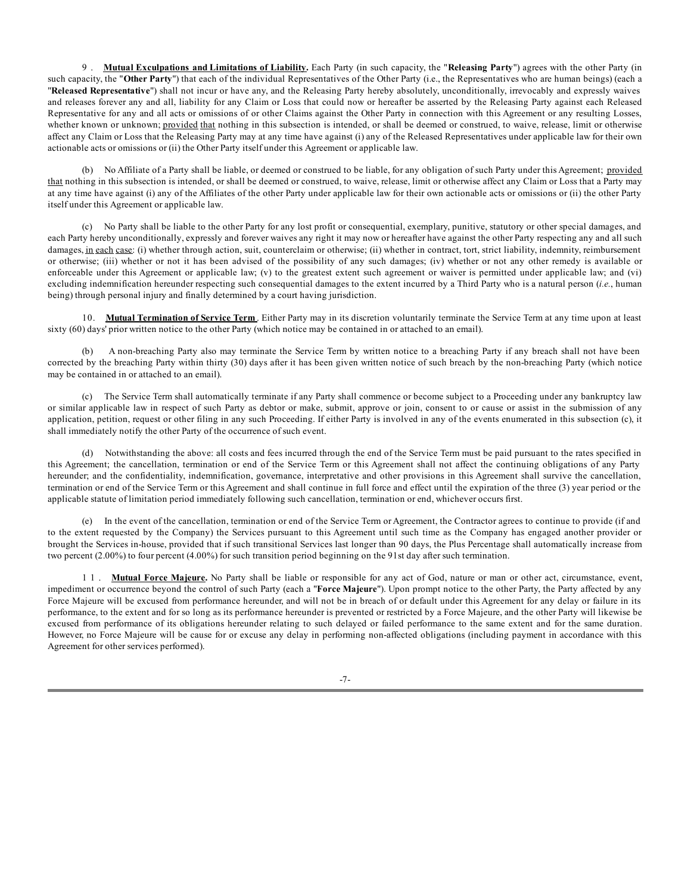9. **Mutual Exculpations and Limitations of Liability.** Each Party (in such capacity, the "**Releasing Party**") agrees with the other Party (in such capacity, the "**Other Party**") that each of the individual Representatives of the Other Party (i.e., the Representatives who are human beings) (each a "**Released Representative**") shall not incur or have any, and the Releasing Party hereby absolutely, unconditionally, irrevocably and expressly waives and releases forever any and all, liability for any Claim or Loss that could now or hereafter be asserted by the Releasing Party against each Released Representative for any and all acts or omissions of or other Claims against the Other Party in connection with this Agreement or any resulting Losses, whether known or unknown; provided that nothing in this subsection is intended, or shall be deemed or construed, to waive, release, limit or otherwise affect any Claim or Loss that the Releasing Party may at any time have against (i) any of the Released Representatives under applicable law for their own actionable acts or omissions or (ii) the Other Party itself under this Agreement or applicable law.

(b) No Affiliate of a Party shall be liable, or deemed or construed to be liable, for any obligation of such Party under this Agreement; provided that nothing in this subsection is intended, or shall be deemed or construed, to waive, release, limit or otherwise affect any Claim or Loss that a Party may at any time have against (i) any of the Affiliates of the other Party under applicable law for their own actionable acts or omissions or (ii) the other Party itself under this Agreement or applicable law.

(c) No Party shall be liable to the other Party for any lost profit or consequential, exemplary, punitive, statutory or other special damages, and each Party hereby unconditionally, expressly and forever waives any right it may now or hereafter have against the other Party respecting any and all such damages, in each case: (i) whether through action, suit, counterclaim or otherwise; (ii) whether in contract, tort, strict liability, indemnity, reimbursement or otherwise; (iii) whether or not it has been advised of the possibility of any such damages; (iv) whether or not any other remedy is available or enforceable under this Agreement or applicable law; (v) to the greatest extent such agreement or waiver is permitted under applicable law; and (vi) excluding indemnification hereunder respecting such consequential damages to the extent incurred by a Third Party who is a natural person (*i.e.*, human being) through personal injury and finally determined by a court having jurisdiction.

10. **Mutual Termination of Service Term**. Either Party may in its discretion voluntarily terminate the Service Term at any time upon at least sixty (60) days' prior written notice to the other Party (which notice may be contained in or attached to an email).

(b) A non-breaching Party also may terminate the Service Term by written notice to a breaching Party if any breach shall not have been corrected by the breaching Party within thirty (30) days after it has been given written notice of such breach by the non-breaching Party (which notice may be contained in or attached to an email).

(c) The Service Term shall automatically terminate if any Party shall commence or become subject to a Proceeding under any bankruptcy law or similar applicable law in respect of such Party as debtor or make, submit, approve or join, consent to or cause or assist in the submission of any application, petition, request or other filing in any such Proceeding. If either Party is involved in any of the events enumerated in this subsection (c), it shall immediately notify the other Party of the occurrence of such event.

(d) Notwithstanding the above: all costs and fees incurred through the end of the Service Term must be paid pursuant to the rates specified in this Agreement; the cancellation, termination or end of the Service Term or this Agreement shall not affect the continuing obligations of any Party hereunder; and the confidentiality, indemnification, governance, interpretative and other provisions in this Agreement shall survive the cancellation, termination or end of the Service Term or this Agreement and shall continue in full force and effect until the expiration of the three (3) year period or the applicable statute of limitation period immediately following such cancellation, termination or end, whichever occurs first.

(e) In the event of the cancellation, termination or end of the Service Term or Agreement, the Contractor agrees to continue to provide (if and to the extent requested by the Company) the Services pursuant to this Agreement until such time as the Company has engaged another provider or brought the Services in-house, provided that if such transitional Services last longer than 90 days, the Plus Percentage shall automatically increase from two percent (2.00%) to four percent (4.00%) for such transition period beginning on the 91st day after such termination.

11. **Mutual Force Majeure.** No Party shall be liable or responsible for any act of God, nature or man or other act, circumstance, event, impediment or occurrence beyond the control of such Party (each a "**Force Majeure**"). Upon prompt notice to the other Party, the Party affected by any Force Majeure will be excused from performance hereunder, and will not be in breach of or default under this Agreement for any delay or failure in its performance, to the extent and for so long as its performance hereunder is prevented or restricted by a Force Majeure, and the other Party will likewise be excused from performance of its obligations hereunder relating to such delayed or failed performance to the same extent and for the same duration. However, no Force Majeure will be cause for or excuse any delay in performing non-affected obligations (including payment in accordance with this Agreement for other services performed).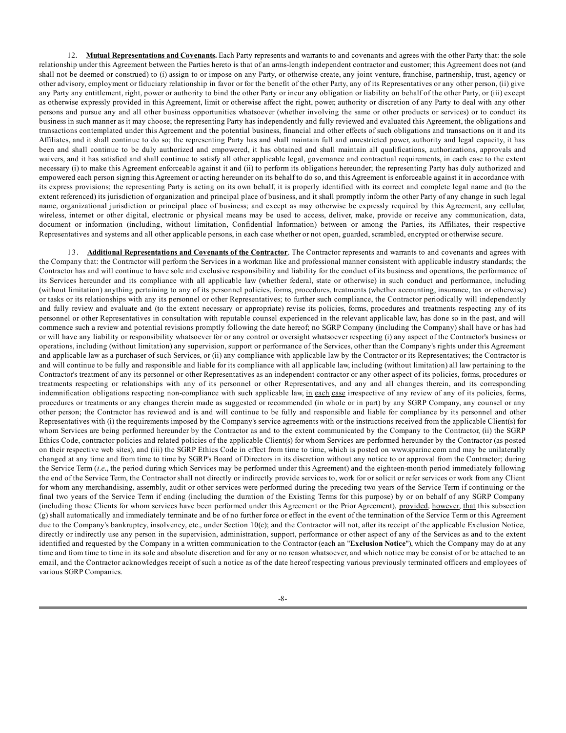12. **Mutual Representations and Covenants.** Each Party represents and warrants to and covenants and agrees with the other Party that: the sole relationship under this Agreement between the Parties hereto is that of an arms-length independent contractor and customer; this Agreement does not (and shall not be deemed or construed) to (i) assign to or impose on any Party, or otherwise create, any joint venture, franchise, partnership, trust, agency or other advisory, employment or fiduciary relationship in favor or for the benefit of the other Party, any of its Representatives or any other person, (ii) give any Party any entitlement, right, power or authority to bind the other Party or incur any obligation or liability on behalf of the other Party, or (iii) except as otherwise expressly provided in this Agreement, limit or otherwise affect the right, power, authority or discretion of any Party to deal with any other persons and pursue any and all other business opportunities whatsoever (whether involving the same or other products or services) or to conduct its business in such manner as it may choose; the representing Party has independently and fully reviewed and evaluated this Agreement, the obligations and transactions contemplated under this Agreement and the potential business, financial and other effects of such obligations and transactions on it and its Affiliates, and it shall continue to do so; the representing Party has and shall maintain full and unrestricted power, authority and legal capacity, it has been and shall continue to be duly authorized and empowered, it has obtained and shall maintain all qualifications, authorizations, approvals and waivers, and it has satisfied and shall continue to satisfy all other applicable legal, governance and contractual requirements, in each case to the extent necessary (i) to make this Agreement enforceable against it and (ii) to perform its obligations hereunder; the representing Party has duly authorized and empowered each person signing this Agreement or acting hereunder on its behalf to do so, and this Agreement is enforceable against it in accordance with its express provisions; the representing Party is acting on its own behalf, it is properly identified with its correct and complete legal name and (to the extent referenced) its jurisdiction of organization and principal place of business, and it shall promptly inform the other Party of any change in such legal name, organizational jurisdiction or principal place of business; and except as may otherwise be expressly required by this Agreement, any cellular, wireless, internet or other digital, electronic or physical means may be used to access, deliver, make, provide or receive any communication, data, document or information (including, without limitation, Confidential Information) between or among the Parties, its Affiliates, their respective Representatives and systems and all other applicable persons, in each case whether or not open, guarded, scrambled, encrypted or otherwise secure.

13. **Additional Representations and Covenants of the Contractor**. The Contractor represents and warrants to and covenants and agrees with the Company that: the Contractor will perform the Services in a workman like and professional manner consistent with applicable industry standards; the Contractor has and will continue to have sole and exclusive responsibility and liability for the conduct of its business and operations, the performance of its Services hereunder and its compliance with all applicable law (whether federal, state or otherwise) in such conduct and performance, including (without limitation) anything pertaining to any of its personnel policies, forms, procedures, treatments (whether accounting, insurance, tax or otherwise) or tasks or its relationships with any its personnel or other Representatives; to further such compliance, the Contractor periodically will independently and fully review and evaluate and (to the extent necessary or appropriate) revise its policies, forms, procedures and treatments respecting any of its personnel or other Representatives in consultation with reputable counsel experienced in the relevant applicable law, has done so in the past, and will commence such a review and potential revisions promptly following the date hereof; no SGRP Company (including the Company) shall have or has had or will have any liability or responsibility whatsoever for or any control or oversight whatsoever respecting (i) any aspect of the Contractor's business or operations, including (without limitation) any supervision, support or performance of the Services, other than the Company's rights under this Agreement and applicable law as a purchaser of such Services, or (ii) any compliance with applicable law by the Contractor or its Representatives; the Contractor is and will continue to be fully and responsible and liable for its compliance with all applicable law, including (without limitation) all law pertaining to the Contractor's treatment of any its personnel or other Representatives as an independent contractor or any other aspect of its policies, forms, procedures or treatments respecting or relationships with any of its personnel or other Representatives, and any and all changes therein, and its corresponding indemnification obligations respecting non-compliance with such applicable law, in each case irrespective of any review of any of its policies, forms, procedures or treatments or any changes therein made as suggested or recommended (in whole or in part) by any SGRP Company, any counsel or any other person; the Contractor has reviewed and is and will continue to be fully and responsible and liable for compliance by its personnel and other Representatives with (i) the requirements imposed by the Company's service agreements with or the instructions received from the applicable Client(s) for whom Services are being performed hereunder by the Contractor as and to the extent communicated by the Company to the Contractor, (ii) the SGRP Ethics Code, contractor policies and related policies of the applicable Client(s) for whom Services are performed hereunder by the Contractor (as posted on their respective web sites), and (iii) the SGRP Ethics Code in effect from time to time, which is posted on www.sparinc.com and may be unilaterally changed at any time and from time to time by SGRP's Board of Directors in its discretion without any notice to or approval from the Contractor; during the Service Term (*i.e*., the period during which Services may be performed under this Agreement) and the eighteen-month period immediately following the end of the Service Term, the Contractor shall not directly or indirectly provide services to, work for or solicit or refer services or work from any Client for whom any merchandising, assembly, audit or other services were performed during the preceding two years of the Service Term if continuing or the final two years of the Service Term if ending (including the duration of the Existing Terms for this purpose) by or on behalf of any SGRP Company (including those Clients for whom services have been performed under this Agreement or the Prior Agreement), provided, however, that this subsection (g) shall automatically and immediately terminate and be of no further force or effect in the event of the termination of the Service Term or this Agreement due to the Company's bankruptcy, insolvency, etc., under Section 10(c); and the Contractor will not, after its receipt of the applicable Exclusion Notice, directly or indirectly use any person in the supervision, administration, support, performance or other aspect of any of the Services as and to the extent identified and requested by the Company in a written communication to the Contractor (each an "**Exclusion Notice**"), which the Company may do at any time and from time to time in its sole and absolute discretion and for any or no reason whatsoever, and which notice may be consist of or be attached to an email, and the Contractor acknowledges receipt of such a notice as of the date hereof respecting various previously terminated officers and employees of various SGRP Companies.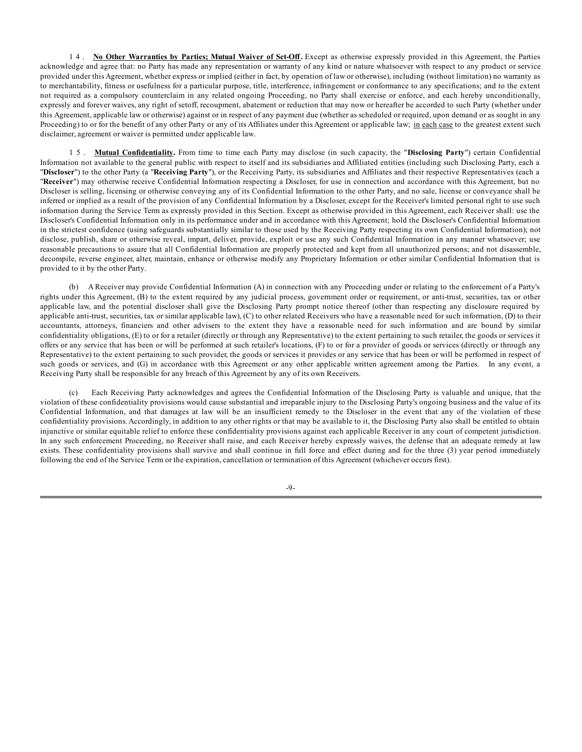14. **No Other Warranties by Parties; Mutual Waiver of Set-Off.** Except as otherwise expressly provided in this Agreement, the Parties acknowledge and agree that: no Party has made any representation or warranty of any kind or nature whatsoever with respect to any product or service provided under this Agreement, whether express or implied (either in fact, by operation of law or otherwise), including (without limitation) no warranty as to merchantability, fitness or usefulness for a particular purpose, title, interference, infringement or conformance to any specifications; and to the extent not required as a compulsory counterclaim in any related ongoing Proceeding, no Party shall exercise or enforce, and each hereby unconditionally, expressly and forever waives, any right of setoff, recoupment, abatement or reduction that may now or hereafter be accorded to such Party (whether under this Agreement, applicable law or otherwise) against or in respect of any payment due (whether as scheduled or required, upon demand or as sought in any Proceeding) to or for the benefit of any other Party or any of its Affiliates under this Agreement or applicable law; in each case to the greatest extent such disclaimer, agreement or waiver is permitted under applicable law.

15. **Mutual Confidentiality.** From time to time each Party may disclose (in such capacity, the "**Disclosing Party**") certain Confidential Information not available to the general public with respect to itself and its subsidiaries and Affiliated entities (including such Disclosing Party, each a "**Discloser**") to the other Party (a "**Receiving Party**"), or the Receiving Party, its subsidiaries and Affiliates and their respective Representatives (each a "**Receiver**") may otherwise receive Confidential Information respecting a Discloser, for use in connection and accordance with this Agreement, but no Discloser is selling, licensing or otherwise conveying any of its Confidential Information to the other Party, and no sale, license or conveyance shall be inferred or implied as a result of the provision of any Confidential Information by a Discloser, except for the Receiver's limited personal right to use such information during the Service Term as expressly provided in this Section. Except as otherwise provided in this Agreement, each Receiver shall: use the Discloser's Confidential Information only in its performance under and in accordance with this Agreement; hold the Discloser's Confidential Information in the strictest confidence (using safeguards substantially similar to those used by the Receiving Party respecting its own Confidential Information); not disclose, publish, share or otherwise reveal, impart, deliver, provide, exploit or use any such Confidential Information in any manner whatsoever; use reasonable precautions to assure that all Confidential Information are properly protected and kept from all unauthorized persons; and not disassemble, decompile, reverse engineer, alter, maintain, enhance or otherwise modify any Proprietary Information or other similar Confidential Information that is provided to it by the other Party.

(b) A Receiver may provide Confidential Information (A) in connection with any Proceeding under or relating to the enforcement of a Party's rights under this Agreement, (B) to the extent required by any judicial process, government order or requirement, or anti-trust, securities, tax or other applicable law, and the potential discloser shall give the Disclosing Party prompt notice thereof (other than respecting any disclosure required by applicable anti-trust, securities, tax or similar applicable law), (C) to other related Receivers who have a reasonable need for such information, (D) to their accountants, attorneys, financiers and other advisers to the extent they have a reasonable need for such information and are bound by similar confidentiality obligations, (E) to or for a retailer (directly or through any Representative) to the extent pertaining to such retailer, the goods or services it offers or any service that has been or will be performed at such retailer's locations, (F) to or for a provider of goods or services (directly or through any Representative) to the extent pertaining to such provider, the goods or services it provides or any service that has been or will be performed in respect of such goods or services, and (G) in accordance with this Agreement or any other applicable written agreement among the Parties. In any event, a Receiving Party shall be responsible for any breach of this Agreement by any of its own Receivers.

(c) Each Receiving Party acknowledges and agrees the Confidential Information of the Disclosing Party is valuable and unique, that the violation of these confidentiality provisions would cause substantial and irreparable injury to the Disclosing Party's ongoing business and the value of its Confidential Information, and that damages at law will be an insufficient remedy to the Discloser in the event that any of the violation of these confidentiality provisions. Accordingly, in addition to any other rights or that may be available to it, the Disclosing Party also shall be entitled to obtain injunctive or similar equitable relief to enforce these confidentiality provisions against each applicable Receiver in any court of competent jurisdiction. In any such enforcement Proceeding, no Receiver shall raise, and each Receiver hereby expressly waives, the defense that an adequate remedy at law exists. These confidentiality provisions shall survive and shall continue in full force and effect during and for the three (3) year period immediately following the end of the Service Term or the expiration, cancellation or termination of this Agreement (whichever occurs first).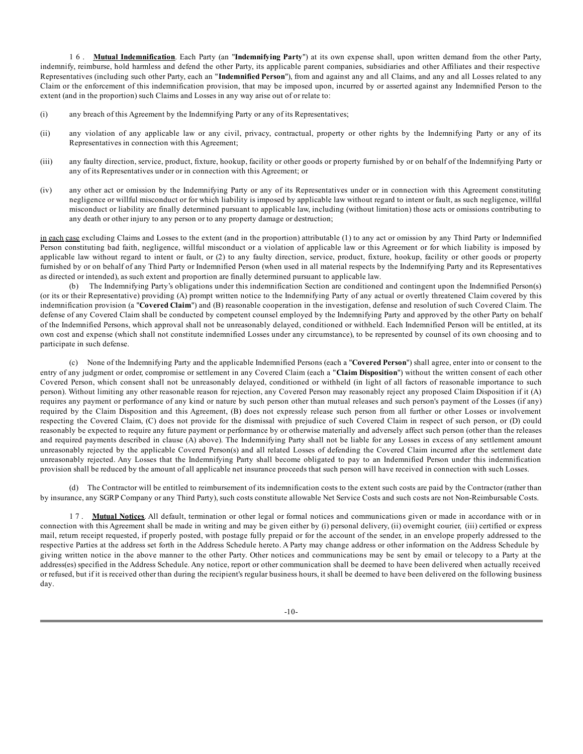16. **Mutual Indemnification**. Each Party (an "**Indemnifying Party**") at its own expense shall, upon written demand from the other Party, indemnify, reimburse, hold harmless and defend the other Party, its applicable parent companies, subsidiaries and other Affiliates and their respective Representatives (including such other Party, each an "**Indemnified Person**"), from and against any and all Claims, and any and all Losses related to any Claim or the enforcement of this indemnification provision, that may be imposed upon, incurred by or asserted against any Indemnified Person to the extent (and in the proportion) such Claims and Losses in any way arise out of or relate to:

(i) any breach of this Agreement by the Indemnifying Party or any of its Representatives;

(ii) any violation of any applicable law or any civil, privacy, contractual, property or other rights by the Indemnifying Party or any of its Representatives in connection with this Agreement;

(iii) any faulty direction, service, product, fixture, hookup, facility or other goods or property furnished by or on behalf of the Indemnifying Party or any of its Representatives under or in connection with this Agreement; or

(iv) any other act or omission by the Indemnifying Party or any of its Representatives under or in connection with this Agreement constituting negligence or willful misconduct or for which liability is imposed by applicable law without regard to intent or fault, as such negligence, willful misconduct or liability are finally determined pursuant to applicable law, including (without limitation) those acts or omissions contributing to any death or other injury to any person or to any property damage or destruction;

in each case excluding Claims and Losses to the extent (and in the proportion) attributable (1) to any act or omission by any Third Party or Indemnified Person constituting bad faith, negligence, willful misconduct or a violation of applicable law or this Agreement or for which liability is imposed by applicable law without regard to intent or fault, or (2) to any faulty direction, service, product, fixture, hookup, facility or other goods or property furnished by or on behalf of any Third Party or Indemnified Person (when used in all material respects by the Indemnifying Party and its Representatives as directed or intended), as such extent and proportion are finally determined pursuant to applicable law.

(b) The Indemnifying Party's obligations under this indemnification Section are conditioned and contingent upon the Indemnified Person(s) (or its or their Representative) providing (A) prompt written notice to the Indemnifying Party of any actual or overtly threatened Claim covered by this indemnification provision (a "**Covered Claim**") and (B) reasonable cooperation in the investigation, defense and resolution of such Covered Claim. The defense of any Covered Claim shall be conducted by competent counsel employed by the Indemnifying Party and approved by the other Party on behalf of the Indemnified Persons, which approval shall not be unreasonably delayed, conditioned or withheld. Each Indemnified Person will be entitled, at its own cost and expense (which shall not constitute indemnified Losses under any circumstance), to be represented by counsel of its own choosing and to participate in such defense.

(c) None of the Indemnifying Party and the applicable Indemnified Persons (each a "**Covered Person**") shall agree, enter into or consent to the entry of any judgment or order, compromise or settlement in any Covered Claim (each a "**Claim Disposition**") without the written consent of each other Covered Person, which consent shall not be unreasonably delayed, conditioned or withheld (in light of all factors of reasonable importance to such person). Without limiting any other reasonable reason for rejection, any Covered Person may reasonably reject any proposed Claim Disposition if it (A) requires any payment or performance of any kind or nature by such person other than mutual releases and such person's payment of the Losses (if any) required by the Claim Disposition and this Agreement, (B) does not expressly release such person from all further or other Losses or involvement respecting the Covered Claim, (C) does not provide for the dismissal with prejudice of such Covered Claim in respect of such person, or (D) could reasonably be expected to require any future payment or performance by or otherwise materially and adversely affect such person (other than the releases and required payments described in clause (A) above). The Indemnifying Party shall not be liable for any Losses in excess of any settlement amount unreasonably rejected by the applicable Covered Person(s) and all related Losses of defending the Covered Claim incurred after the settlement date unreasonably rejected. Any Losses that the Indemnifying Party shall become obligated to pay to an Indemnified Person under this indemnification provision shall be reduced by the amount of all applicable net insurance proceeds that such person will have received in connection with such Losses.

(d) The Contractor will be entitled to reimbursement of its indemnification costs to the extent such costs are paid by the Contractor (rather than by insurance, any SGRP Company or any Third Party), such costs constitute allowable Net Service Costs and such costs are not Non-Reimbursable Costs.

17. **Mutual Notices**. All default, termination or other legal or formal notices and communications given or made in accordance with or in connection with this Agreement shall be made in writing and may be given either by (i) personal delivery, (ii) overnight courier, (iii) certified or express mail, return receipt requested, if properly posted, with postage fully prepaid or for the account of the sender, in an envelope properly addressed to the respective Parties at the address set forth in the Address Schedule hereto. A Party may change address or other information on the Address Schedule by giving written notice in the above manner to the other Party. Other notices and communications may be sent by email or telecopy to a Party at the address(es) specified in the Address Schedule. Any notice, report or other communication shall be deemed to have been delivered when actually received or refused, but if it is received other than during the recipient's regular business hours, it shall be deemed to have been delivered on the following business day.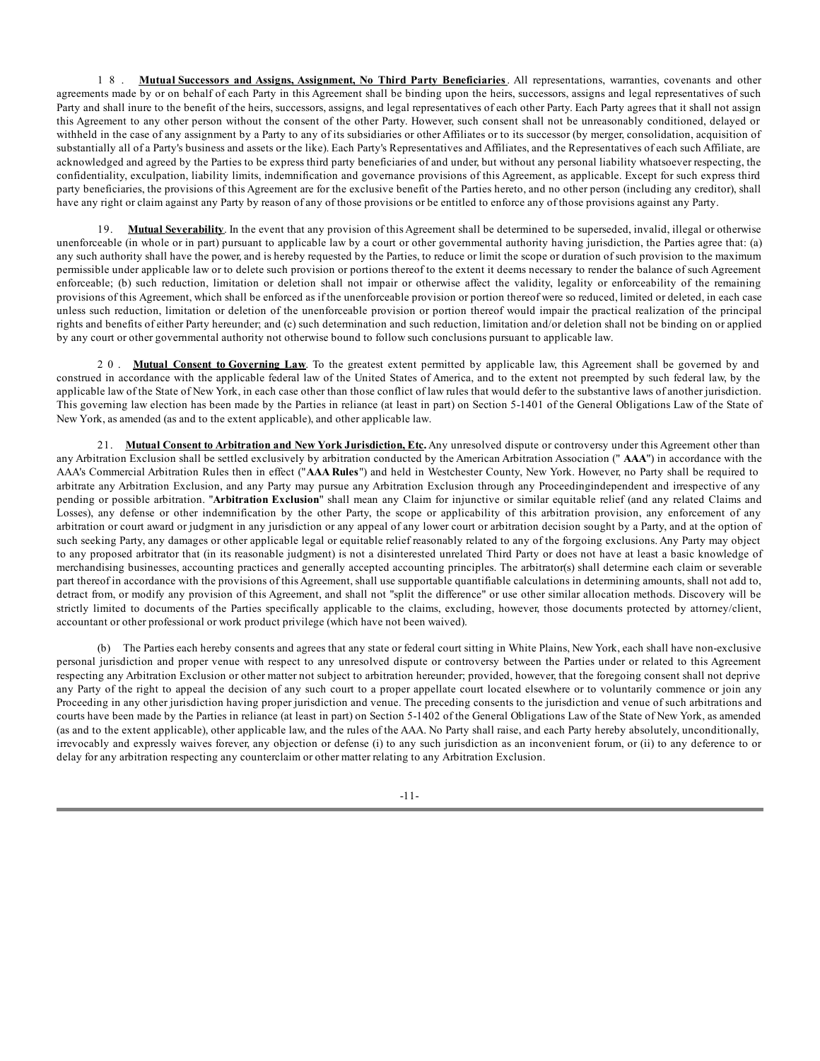18. **Mutual Successors and Assigns, Assignment, No Third Party Beneficiaries**. All representations, warranties, covenants and other agreements made by or on behalf of each Party in this Agreement shall be binding upon the heirs, successors, assigns and legal representatives of such Party and shall inure to the benefit of the heirs, successors, assigns, and legal representatives of each other Party. Each Party agrees that it shall not assign this Agreement to any other person without the consent of the other Party. However, such consent shall not be unreasonably conditioned, delayed or withheld in the case of any assignment by a Party to any of its subsidiaries or other Affiliates or to its successor (by merger, consolidation, acquisition of substantially all of a Party's business and assets or the like). Each Party's Representatives and Affiliates, and the Representatives of each such Affiliate, are acknowledged and agreed by the Parties to be express third party beneficiaries of and under, but without any personal liability whatsoever respecting, the confidentiality, exculpation, liability limits, indemnification and governance provisions of this Agreement, as applicable. Except for such express third party beneficiaries, the provisions of this Agreement are for the exclusive benefit of the Parties hereto, and no other person (including any creditor), shall have any right or claim against any Party by reason of any of those provisions or be entitled to enforce any of those provisions against any Party.

19. **Mutual Severability**. In the event that any provision of this Agreement shall be determined to be superseded, invalid, illegal or otherwise unenforceable (in whole or in part) pursuant to applicable law by a court or other governmental authority having jurisdiction, the Parties agree that: (a) any such authority shall have the power, and is hereby requested by the Parties, to reduce or limit the scope or duration of such provision to the maximum permissible under applicable law or to delete such provision or portions thereof to the extent it deems necessary to render the balance of such Agreement enforceable; (b) such reduction, limitation or deletion shall not impair or otherwise affect the validity, legality or enforceability of the remaining provisions of this Agreement, which shall be enforced as if the unenforceable provision or portion thereof were so reduced, limited or deleted, in each case unless such reduction, limitation or deletion of the unenforceable provision or portion thereof would impair the practical realization of the principal rights and benefits of either Party hereunder; and (c) such determination and such reduction, limitation and/or deletion shall not be binding on or applied by any court or other governmental authority not otherwise bound to follow such conclusions pursuant to applicable law.

20. **Mutual Consent to Governing Law**. To the greatest extent permitted by applicable law, this Agreement shall be governed by and construed in accordance with the applicable federal law of the United States of America, and to the extent not preempted by such federal law, by the applicable law of the State of New York, in each case other than those conflict of law rules that would defer to the substantive laws of another jurisdiction. This governing law election has been made by the Parties in reliance (at least in part) on Section 5-1401 of the General Obligations Law of the State of New York, as amended (as and to the extent applicable), and other applicable law.

21. **Mutual Consent to Arbitration and New York Jurisdiction, Etc.** Any unresolved dispute or controversy under this Agreement other than any Arbitration Exclusion shall be settled exclusively by arbitration conducted by the American Arbitration Association ("**AAA**") in accordance with the AAA's Commercial Arbitration Rules then in effect ("**AAA Rules**") and held in Westchester County, New York. However, no Party shall be required to arbitrate any Arbitration Exclusion, and any Party may pursue any Arbitration Exclusion through any Proceedingindependent and irrespective of any pending or possible arbitration. "**Arbitration Exclusion**" shall mean any Claim for injunctive or similar equitable relief (and any related Claims and Losses), any defense or other indemnification by the other Party, the scope or applicability of this arbitration provision, any enforcement of any arbitration or court award or judgment in any jurisdiction or any appeal of any lower court or arbitration decision sought by a Party, and at the option of such seeking Party, any damages or other applicable legal or equitable relief reasonably related to any of the forgoing exclusions. Any Party may object to any proposed arbitrator that (in its reasonable judgment) is not a disinterested unrelated Third Party or does not have at least a basic knowledge of merchandising businesses, accounting practices and generally accepted accounting principles. The arbitrator(s) shall determine each claim or severable part thereof in accordance with the provisions of this Agreement, shall use supportable quantifiable calculations in determining amounts, shall not add to, detract from, or modify any provision of this Agreement, and shall not "split the difference" or use other similar allocation methods. Discovery will be strictly limited to documents of the Parties specifically applicable to the claims, excluding, however, those documents protected by attorney/client, accountant or other professional or work product privilege (which have not been waived).

(b) The Parties each hereby consents and agrees that any state or federal court sitting in White Plains, New York, each shall have non-exclusive personal jurisdiction and proper venue with respect to any unresolved dispute or controversy between the Parties under or related to this Agreement respecting any Arbitration Exclusion or other matter not subject to arbitration hereunder; provided, however, that the foregoing consent shall not deprive any Party of the right to appeal the decision of any such court to a proper appellate court located elsewhere or to voluntarily commence or join any Proceeding in any other jurisdiction having proper jurisdiction and venue. The preceding consents to the jurisdiction and venue of such arbitrations and courts have been made by the Parties in reliance (at least in part) on Section 5-1402 of the General Obligations Law of the State of New York, as amended (as and to the extent applicable), other applicable law, and the rules of the AAA. No Party shall raise, and each Party hereby absolutely, unconditionally, irrevocably and expressly waives forever, any objection or defense (i) to any such jurisdiction as an inconvenient forum, or (ii) to any deference to or delay for any arbitration respecting any counterclaim or other matter relating to any Arbitration Exclusion.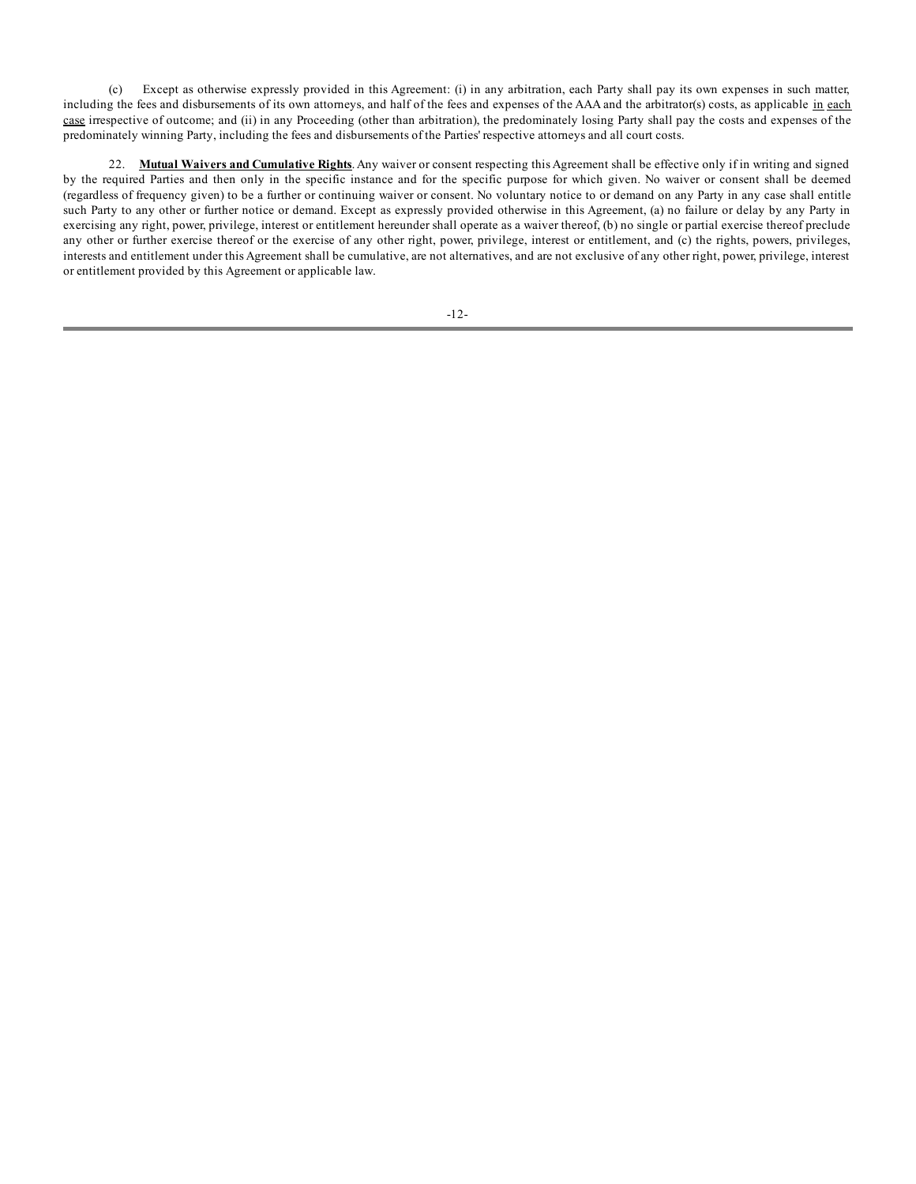(c) Except as otherwise expressly provided in this Agreement: (i) in any arbitration, each Party shall pay its own expenses in such matter, including the fees and disbursements of its own attorneys, and half of the fees and expenses of the AAA and the arbitrator(s) costs, as applicable <u>in each case</u> irrespective of outcome; and (ii) in any Proceeding (other than arbitration), the predominately losing Party shall pay the costs and expenses of the predominately winning Party, including the fees and disbursements of the Parties' respective attorneys and all court costs.

22. **<u>Mutual Waivers and Cumulative Rights</u>**. Any waiver or consent respecting this Agreement shall be effective only if in writing and signed by the required Parties and then only in the specific instance and for the specific purpose for which given. No waiver or consent shall be deemed (regardless of frequency given) to be a further or continuing waiver or consent. No voluntary notice to or demand on any Party in any case shall entitle such Party to any other or further notice or demand. Except as expressly provided otherwise in this Agreement, (a) no failure or delay by any Party in exercising any right, power, privilege, interest or entitlement hereunder shall operate as a waiver thereof, (b) no single or partial exercise thereof preclude any other or further exercise thereof or the exercise of any other right, power, privilege, interest or entitlement, and (c) the rights, powers, privileges, interests and entitlement under this Agreement shall be cumulative, are not alternatives, and are not exclusive of any other right, power, privilege, interest or entitlement provided by this Agreement or applicable law.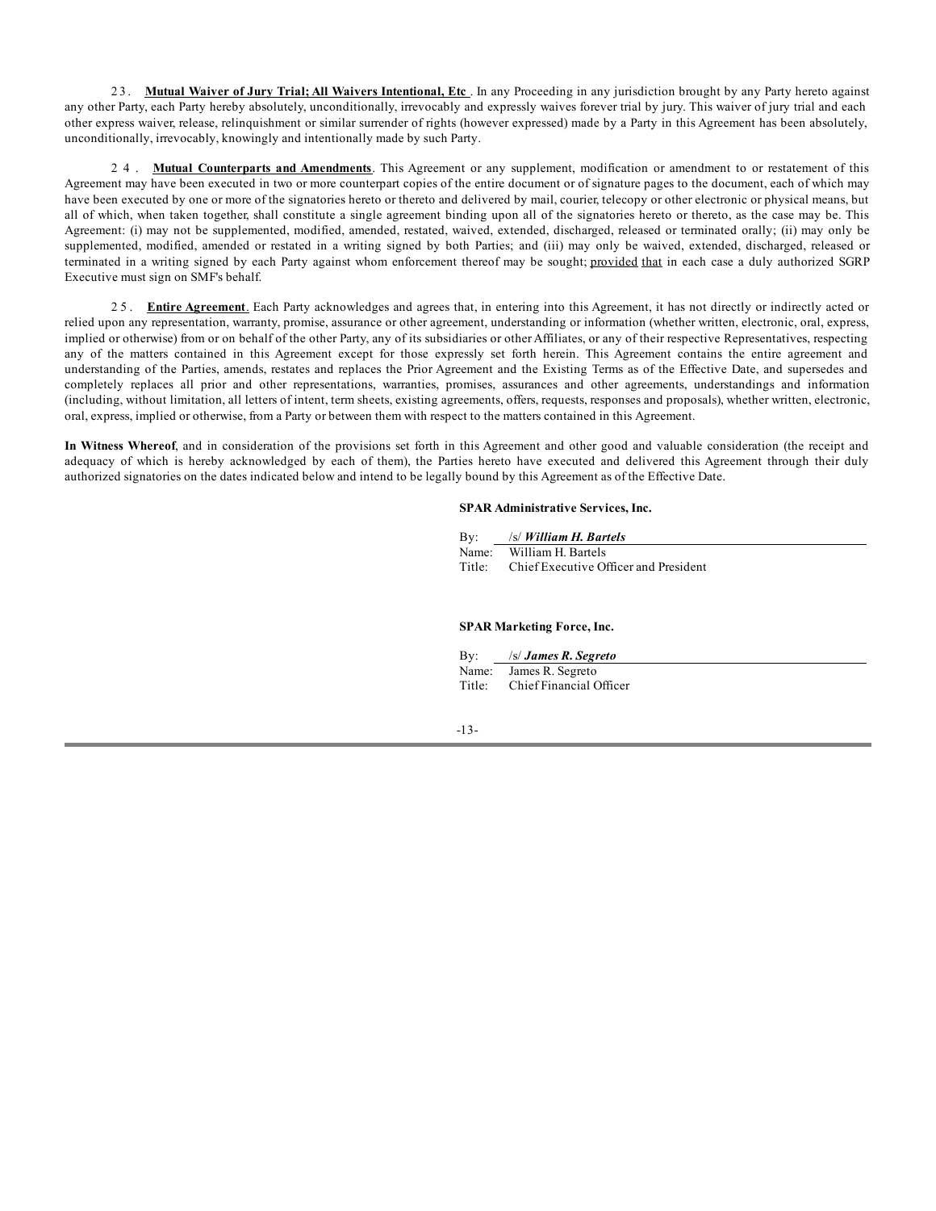23. **Mutual Waiver of Jury Trial; All Waivers Intentional, Etc**. In any Proceeding in any jurisdiction brought by any Party hereto against any other Party, each Party hereby absolutely, unconditionally, irrevocably and expressly waives forever trial by jury. This waiver of jury trial and each other express waiver, release, relinquishment or similar surrender of rights (however expressed) made by a Party in this Agreement has been absolutely, unconditionally, irrevocably, knowingly and intentionally made by such Party.

24. **Mutual Counterparts and Amendments**. This Agreement or any supplement, modification or amendment to or restatement of this Agreement may have been executed in two or more counterpart copies of the entire document or of signature pages to the document, each of which may have been executed by one or more of the signatories hereto or thereto and delivered by mail, courier, telecopy or other electronic or physical means, but all of which, when taken together, shall constitute a single agreement binding upon all of the signatories hereto or thereto, as the case may be. This Agreement: (i) may not be supplemented, modified, amended, restated, waived, extended, discharged, released or terminated orally; (ii) may only be supplemented, modified, amended or restated in a writing signed by both Parties; and (iii) may only be waived, extended, discharged, released or terminated in a writing signed by each Party against whom enforcement thereof may be sought; provided that in each case a duly authorized SGRP Executive must sign on SMF's behalf.

25. **Entire Agreement**. Each Party acknowledges and agrees that, in entering into this Agreement, it has not directly or indirectly acted or relied upon any representation, warranty, promise, assurance or other agreement, understanding or information (whether written, electronic, oral, express, implied or otherwise) from or on behalf of the other Party, any of its subsidiaries or other Affiliates, or any of their respective Representatives, respecting any of the matters contained in this Agreement except for those expressly set forth herein. This Agreement contains the entire agreement and understanding of the Parties, amends, restates and replaces the Prior Agreement and the Existing Terms as of the Effective Date, and supersedes and completely replaces all prior and other representations, warranties, promises, assurances and other agreements, understandings and information (including, without limitation, all letters of intent, term sheets, existing agreements, offers, requests, responses and proposals), whether written, electronic, oral, express, implied or otherwise, from a Party or between them with respect to the matters contained in this Agreement.

**In Witness Whereof**, and in consideration of the provisions set forth in this Agreement and other good and valuable consideration (the receipt and adequacy of which is hereby acknowledged by each of them), the Parties hereto have executed and delivered this Agreement through their duly authorized signatories on the dates indicated below and intend to be legally bound by this Agreement as of the Effective Date.

**SPAR Administrative Services, Inc.**

By: /s/ ***William H. Bartels***
Name: William H. Bartels
Title: Chief Executive Officer and President

**SPAR Marketing Force, Inc.**

By: /s/ ***James R. Segreto***
Name: James R. Segreto
Title: Chief Financial Officer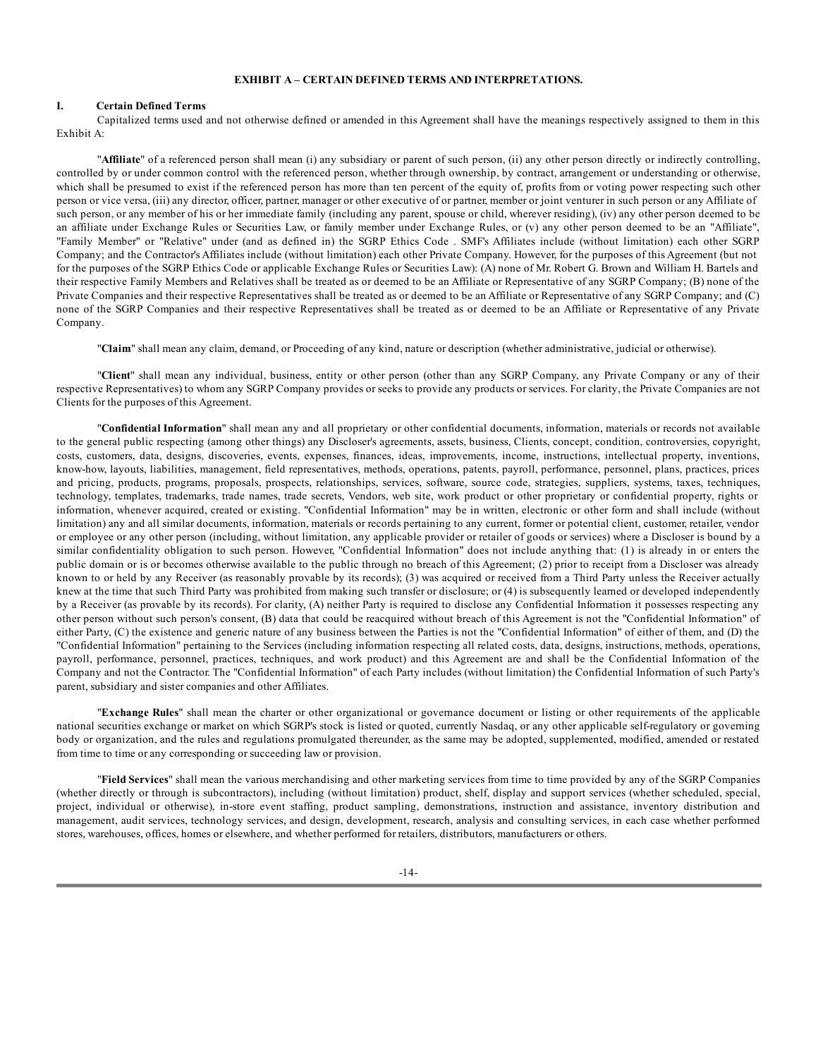**EXHIBIT A – CERTAIN DEFINED TERMS AND INTERPRETATIONS.**

**I. Certain Defined Terms**

Capitalized terms used and not otherwise defined or amended in this Agreement shall have the meanings respectively assigned to them in this Exhibit A:

"**Affiliate**" of a referenced person shall mean (i) any subsidiary or parent of such person, (ii) any other person directly or indirectly controlling, controlled by or under common control with the referenced person, whether through ownership, by contract, arrangement or understanding or otherwise, which shall be presumed to exist if the referenced person has more than ten percent of the equity of, profits from or voting power respecting such other person or vice versa, (iii) any director, officer, partner, manager or other executive of or partner, member or joint venturer in such person or any Affiliate of such person, or any member of his or her immediate family (including any parent, spouse or child, wherever residing), (iv) any other person deemed to be an affiliate under Exchange Rules or Securities Law, or family member under Exchange Rules, or (v) any other person deemed to be an "Affiliate", "Family Member" or "Relative" under (and as defined in) the SGRP Ethics Code . SMF's Affiliates include (without limitation) each other SGRP Company; and the Contractor's Affiliates include (without limitation) each other Private Company. However, for the purposes of this Agreement (but not for the purposes of the SGRP Ethics Code or applicable Exchange Rules or Securities Law): (A) none of Mr. Robert G. Brown and William H. Bartels and their respective Family Members and Relatives shall be treated as or deemed to be an Affiliate or Representative of any SGRP Company; (B) none of the Private Companies and their respective Representatives shall be treated as or deemed to be an Affiliate or Representative of any SGRP Company; and (C) none of the SGRP Companies and their respective Representatives shall be treated as or deemed to be an Affiliate or Representative of any Private Company.

"**Claim**" shall mean any claim, demand, or Proceeding of any kind, nature or description (whether administrative, judicial or otherwise).

"**Client**" shall mean any individual, business, entity or other person (other than any SGRP Company, any Private Company or any of their respective Representatives) to whom any SGRP Company provides or seeks to provide any products or services. For clarity, the Private Companies are not Clients for the purposes of this Agreement.

"**Confidential Information**" shall mean any and all proprietary or other confidential documents, information, materials or records not available to the general public respecting (among other things) any Discloser's agreements, assets, business, Clients, concept, condition, controversies, copyright, costs, customers, data, designs, discoveries, events, expenses, finances, ideas, improvements, income, instructions, intellectual property, inventions, know-how, layouts, liabilities, management, field representatives, methods, operations, patents, payroll, performance, personnel, plans, practices, prices and pricing, products, programs, proposals, prospects, relationships, services, software, source code, strategies, suppliers, systems, taxes, techniques, technology, templates, trademarks, trade names, trade secrets, Vendors, web site, work product or other proprietary or confidential property, rights or information, whenever acquired, created or existing. "Confidential Information" may be in written, electronic or other form and shall include (without limitation) any and all similar documents, information, materials or records pertaining to any current, former or potential client, customer, retailer, vendor or employee or any other person (including, without limitation, any applicable provider or retailer of goods or services) where a Discloser is bound by a similar confidentiality obligation to such person. However, "Confidential Information" does not include anything that: (1) is already in or enters the public domain or is or becomes otherwise available to the public through no breach of this Agreement; (2) prior to receipt from a Discloser was already known to or held by any Receiver (as reasonably provable by its records); (3) was acquired or received from a Third Party unless the Receiver actually knew at the time that such Third Party was prohibited from making such transfer or disclosure; or (4) is subsequently learned or developed independently by a Receiver (as provable by its records). For clarity, (A) neither Party is required to disclose any Confidential Information it possesses respecting any other person without such person's consent, (B) data that could be reacquired without breach of this Agreement is not the "Confidential Information" of either Party, (C) the existence and generic nature of any business between the Parties is not the "Confidential Information" of either of them, and (D) the "Confidential Information" pertaining to the Services (including information respecting all related costs, data, designs, instructions, methods, operations, payroll, performance, personnel, practices, techniques, and work product) and this Agreement are and shall be the Confidential Information of the Company and not the Contractor. The "Confidential Information" of each Party includes (without limitation) the Confidential Information of such Party's parent, subsidiary and sister companies and other Affiliates.

"**Exchange Rules**" shall mean the charter or other organizational or governance document or listing or other requirements of the applicable national securities exchange or market on which SGRP's stock is listed or quoted, currently Nasdaq, or any other applicable self-regulatory or governing body or organization, and the rules and regulations promulgated thereunder, as the same may be adopted, supplemented, modified, amended or restated from time to time or any corresponding or succeeding law or provision.

"**Field Services**" shall mean the various merchandising and other marketing services from time to time provided by any of the SGRP Companies (whether directly or through is subcontractors), including (without limitation) product, shelf, display and support services (whether scheduled, special, project, individual or otherwise), in-store event staffing, product sampling, demonstrations, instruction and assistance, inventory distribution and management, audit services, technology services, and design, development, research, analysis and consulting services, in each case whether performed stores, warehouses, offices, homes or elsewhere, and whether performed for retailers, distributors, manufacturers or others.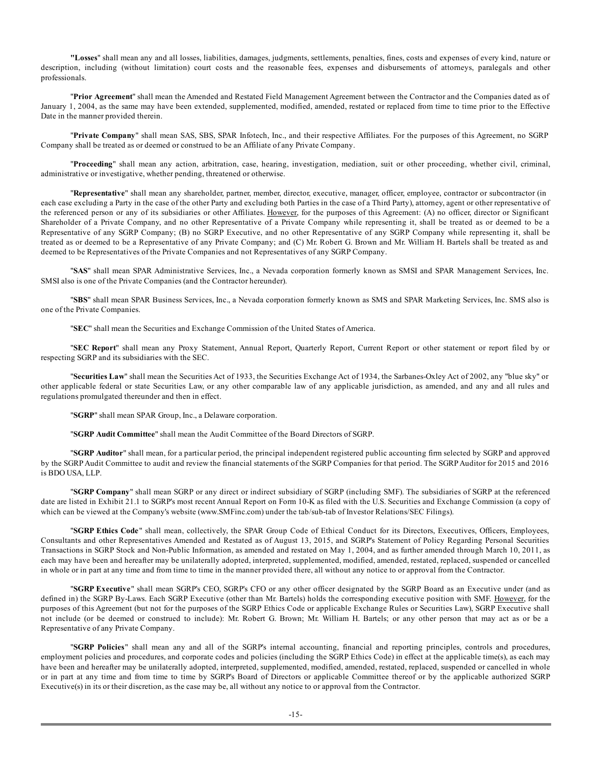"**Losses**" shall mean any and all losses, liabilities, damages, judgments, settlements, penalties, fines, costs and expenses of every kind, nature or description, including (without limitation) court costs and the reasonable fees, expenses and disbursements of attorneys, paralegals and other professionals.

"**Prior Agreement**" shall mean the Amended and Restated Field Management Agreement between the Contractor and the Companies dated as of January 1, 2004, as the same may have been extended, supplemented, modified, amended, restated or replaced from time to time prior to the Effective Date in the manner provided therein.

"**Private Company**" shall mean SAS, SBS, SPAR Infotech, Inc., and their respective Affiliates. For the purposes of this Agreement, no SGRP Company shall be treated as or deemed or construed to be an Affiliate of any Private Company.

"**Proceeding**" shall mean any action, arbitration, case, hearing, investigation, mediation, suit or other proceeding, whether civil, criminal, administrative or investigative, whether pending, threatened or otherwise.

"**Representative**" shall mean any shareholder, partner, member, director, executive, manager, officer, employee, contractor or subcontractor (in each case excluding a Party in the case of the other Party and excluding both Parties in the case of a Third Party), attorney, agent or other representative of the referenced person or any of its subsidiaries or other Affiliates. However, for the purposes of this Agreement: (A) no officer, director or Significant Shareholder of a Private Company, and no other Representative of a Private Company while representing it, shall be treated as or deemed to be a Representative of any SGRP Company; (B) no SGRP Executive, and no other Representative of any SGRP Company while representing it, shall be treated as or deemed to be a Representative of any Private Company; and (C) Mr. Robert G. Brown and Mr. William H. Bartels shall be treated as and deemed to be Representatives of the Private Companies and not Representatives of any SGRP Company.

"**SAS**" shall mean SPAR Administrative Services, Inc., a Nevada corporation formerly known as SMSI and SPAR Management Services, Inc. SMSI also is one of the Private Companies (and the Contractor hereunder).

"**SBS**" shall mean SPAR Business Services, Inc., a Nevada corporation formerly known as SMS and SPAR Marketing Services, Inc. SMS also is one of the Private Companies.

"**SEC**" shall mean the Securities and Exchange Commission of the United States of America.

"**SEC Report**" shall mean any Proxy Statement, Annual Report, Quarterly Report, Current Report or other statement or report filed by or respecting SGRP and its subsidiaries with the SEC.

"**Securities Law**" shall mean the Securities Act of 1933, the Securities Exchange Act of 1934, the Sarbanes-Oxley Act of 2002, any "blue sky" or other applicable federal or state Securities Law, or any other comparable law of any applicable jurisdiction, as amended, and any and all rules and regulations promulgated thereunder and then in effect.

"**SGRP**" shall mean SPAR Group, Inc., a Delaware corporation.

"**SGRP Audit Committee**" shall mean the Audit Committee of the Board Directors of SGRP.

"**SGRP Auditor**" shall mean, for a particular period, the principal independent registered public accounting firm selected by SGRP and approved by the SGRP Audit Committee to audit and review the financial statements of the SGRP Companies for that period. The SGRP Auditor for 2015 and 2016 is BDO USA, LLP.

"**SGRP Company**" shall mean SGRP or any direct or indirect subsidiary of SGRP (including SMF). The subsidiaries of SGRP at the referenced date are listed in Exhibit 21.1 to SGRP's most recent Annual Report on Form 10-K as filed with the U.S. Securities and Exchange Commission (a copy of which can be viewed at the Company's website (www.SMFinc.com) under the tab/sub-tab of Investor Relations/SEC Filings).

"**SGRP Ethics Code**" shall mean, collectively, the SPAR Group Code of Ethical Conduct for its Directors, Executives, Officers, Employees, Consultants and other Representatives Amended and Restated as of August 13, 2015, and SGRP's Statement of Policy Regarding Personal Securities Transactions in SGRP Stock and Non-Public Information, as amended and restated on May 1, 2004, and as further amended through March 10, 2011, as each may have been and hereafter may be unilaterally adopted, interpreted, supplemented, modified, amended, restated, replaced, suspended or cancelled in whole or in part at any time and from time to time in the manner provided there, all without any notice to or approval from the Contractor.

"**SGRP Executive**" shall mean SGRP's CEO, SGRP's CFO or any other officer designated by the SGRP Board as an Executive under (and as defined in) the SGRP By-Laws. Each SGRP Executive (other than Mr. Bartels) holds the corresponding executive position with SMF. However, for the purposes of this Agreement (but not for the purposes of the SGRP Ethics Code or applicable Exchange Rules or Securities Law), SGRP Executive shall not include (or be deemed or construed to include): Mr. Robert G. Brown; Mr. William H. Bartels; or any other person that may act as or be a Representative of any Private Company.

"**SGRP Policies**" shall mean any and all of the SGRP's internal accounting, financial and reporting principles, controls and procedures, employment policies and procedures, and corporate codes and policies (including the SGRP Ethics Code) in effect at the applicable time(s), as each may have been and hereafter may be unilaterally adopted, interpreted, supplemented, modified, amended, restated, replaced, suspended or cancelled in whole or in part at any time and from time to time by SGRP's Board of Directors or applicable Committee thereof or by the applicable authorized SGRP Executive(s) in its or their discretion, as the case may be, all without any notice to or approval from the Contractor.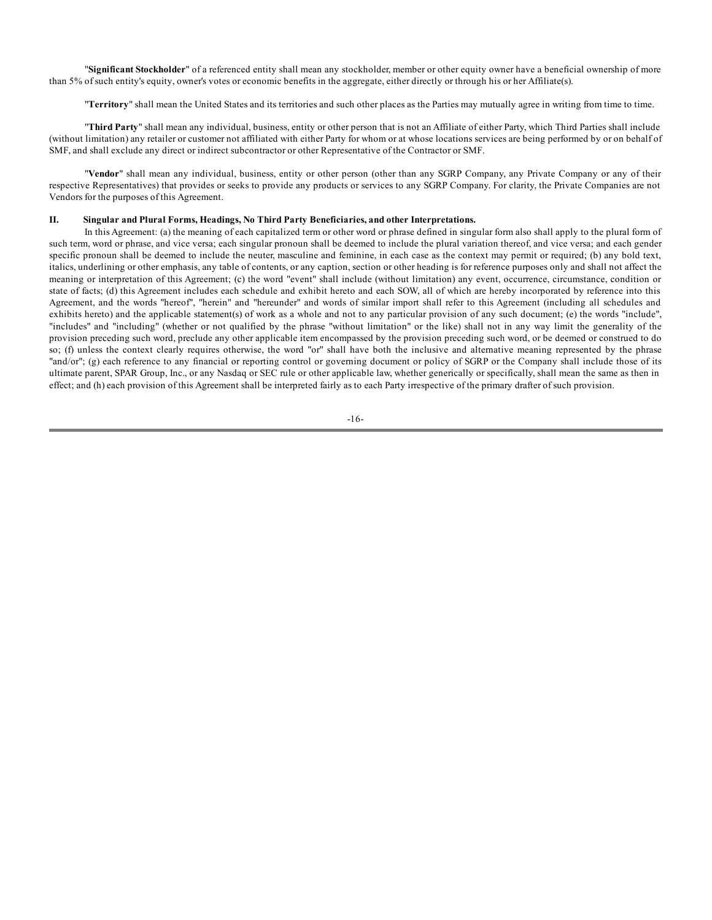"**Significant Stockholder**" of a referenced entity shall mean any stockholder, member or other equity owner have a beneficial ownership of more than 5% of such entity's equity, owner's votes or economic benefits in the aggregate, either directly or through his or her Affiliate(s).

"**Territory**" shall mean the United States and its territories and such other places as the Parties may mutually agree in writing from time to time.

"**Third Party**" shall mean any individual, business, entity or other person that is not an Affiliate of either Party, which Third Parties shall include (without limitation) any retailer or customer not affiliated with either Party for whom or at whose locations services are being performed by or on behalf of SMF, and shall exclude any direct or indirect subcontractor or other Representative of the Contractor or SMF.

"**Vendor**" shall mean any individual, business, entity or other person (other than any SGRP Company, any Private Company or any of their respective Representatives) that provides or seeks to provide any products or services to any SGRP Company. For clarity, the Private Companies are not Vendors for the purposes of this Agreement.

**II. Singular and Plural Forms, Headings, No Third Party Beneficiaries, and other Interpretations.**

In this Agreement: (a) the meaning of each capitalized term or other word or phrase defined in singular form also shall apply to the plural form of such term, word or phrase, and vice versa; each singular pronoun shall be deemed to include the plural variation thereof, and vice versa; and each gender specific pronoun shall be deemed to include the neuter, masculine and feminine, in each case as the context may permit or required; (b) any bold text, italics, underlining or other emphasis, any table of contents, or any caption, section or other heading is for reference purposes only and shall not affect the meaning or interpretation of this Agreement; (c) the word "event" shall include (without limitation) any event, occurrence, circumstance, condition or state of facts; (d) this Agreement includes each schedule and exhibit hereto and each SOW, all of which are hereby incorporated by reference into this Agreement, and the words "hereof", "herein" and "hereunder" and words of similar import shall refer to this Agreement (including all schedules and exhibits hereto) and the applicable statement(s) of work as a whole and not to any particular provision of any such document; (e) the words "include", "includes" and "including" (whether or not qualified by the phrase "without limitation" or the like) shall not in any way limit the generality of the provision preceding such word, preclude any other applicable item encompassed by the provision preceding such word, or be deemed or construed to do so; (f) unless the context clearly requires otherwise, the word "or" shall have both the inclusive and alternative meaning represented by the phrase "and/or"; (g) each reference to any financial or reporting control or governing document or policy of SGRP or the Company shall include those of its ultimate parent, SPAR Group, Inc., or any Nasdaq or SEC rule or other applicable law, whether generically or specifically, shall mean the same as then in effect; and (h) each provision of this Agreement shall be interpreted fairly as to each Party irrespective of the primary drafter of such provision.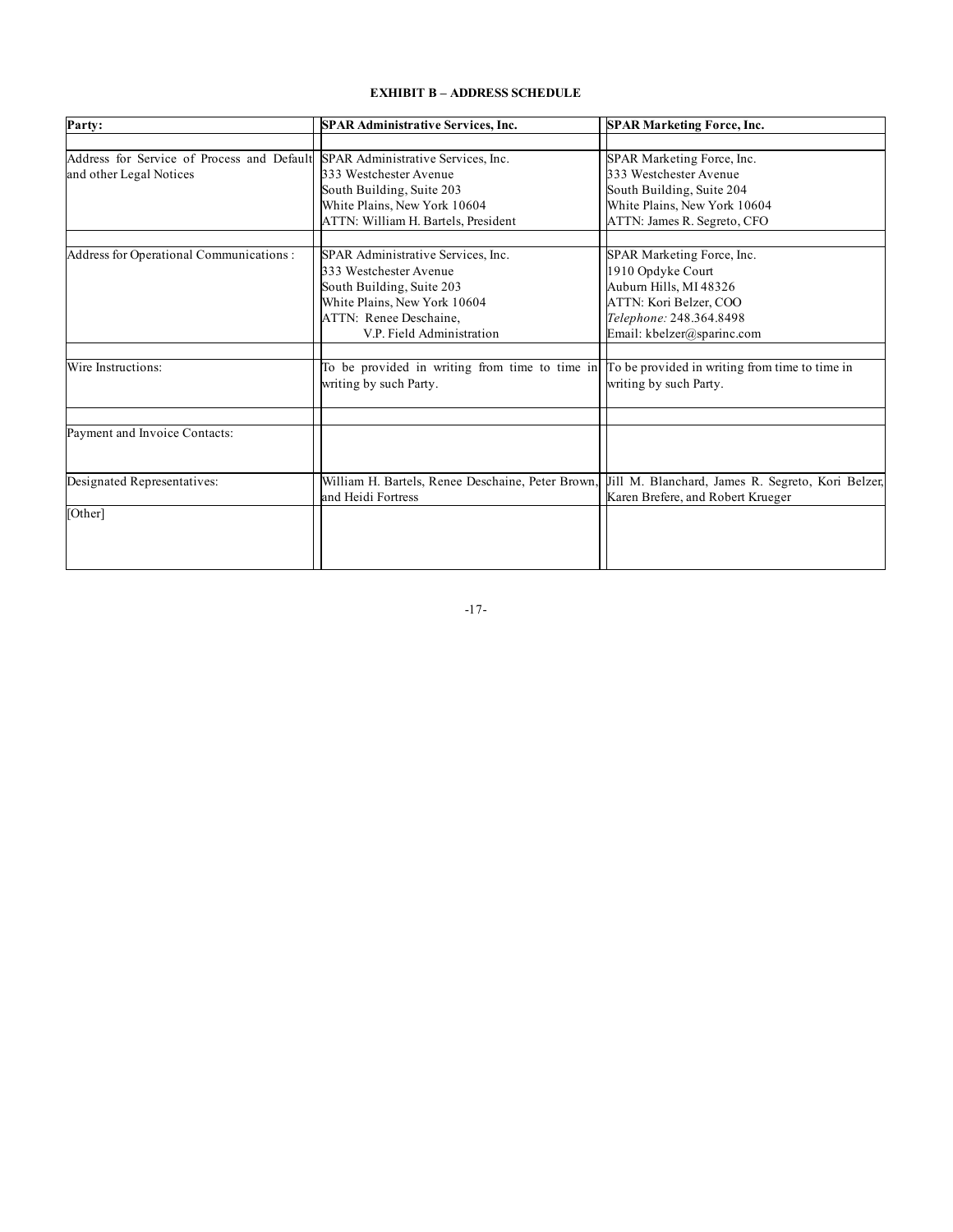**EXHIBIT B – ADDRESS SCHEDULE**

| Party: | SPAR Administrative Services, Inc. | SPAR Marketing Force, Inc. |
|---|---|---|
| Address for Service of Process and Default and other Legal Notices | SPAR Administrative Services, Inc.<br>333 Westchester Avenue<br>South Building, Suite 203<br>White Plains, New York 10604<br>ATTN: William H. Bartels, President | SPAR Marketing Force, Inc.<br>333 Westchester Avenue<br>South Building, Suite 204<br>White Plains, New York 10604<br>ATTN: James R. Segreto, CFO |
| Address for Operational Communications : | SPAR Administrative Services, Inc.<br>333 Westchester Avenue<br>South Building, Suite 203<br>White Plains, New York 10604<br>ATTN: Renee Deschaine,<br>V.P. Field Administration | SPAR Marketing Force, Inc.<br>1910 Opdyke Court<br>Auburn Hills, MI 48326<br>ATTN: Kori Belzer, COO<br>*Telephone:* 248.364.8498<br>Email: kbelzer@sparinc.com |
| Wire Instructions: | To be provided in writing from time to time in writing by such Party. | To be provided in writing from time to time in writing by such Party. |
| Payment and Invoice Contacts: | | |
| Designated Representatives: | William H. Bartels, Renee Deschaine, Peter Brown, and Heidi Fortress | Jill M. Blanchard, James R. Segreto, Kori Belzer, Karen Brefere, and Robert Krueger |
| [Other] | | |